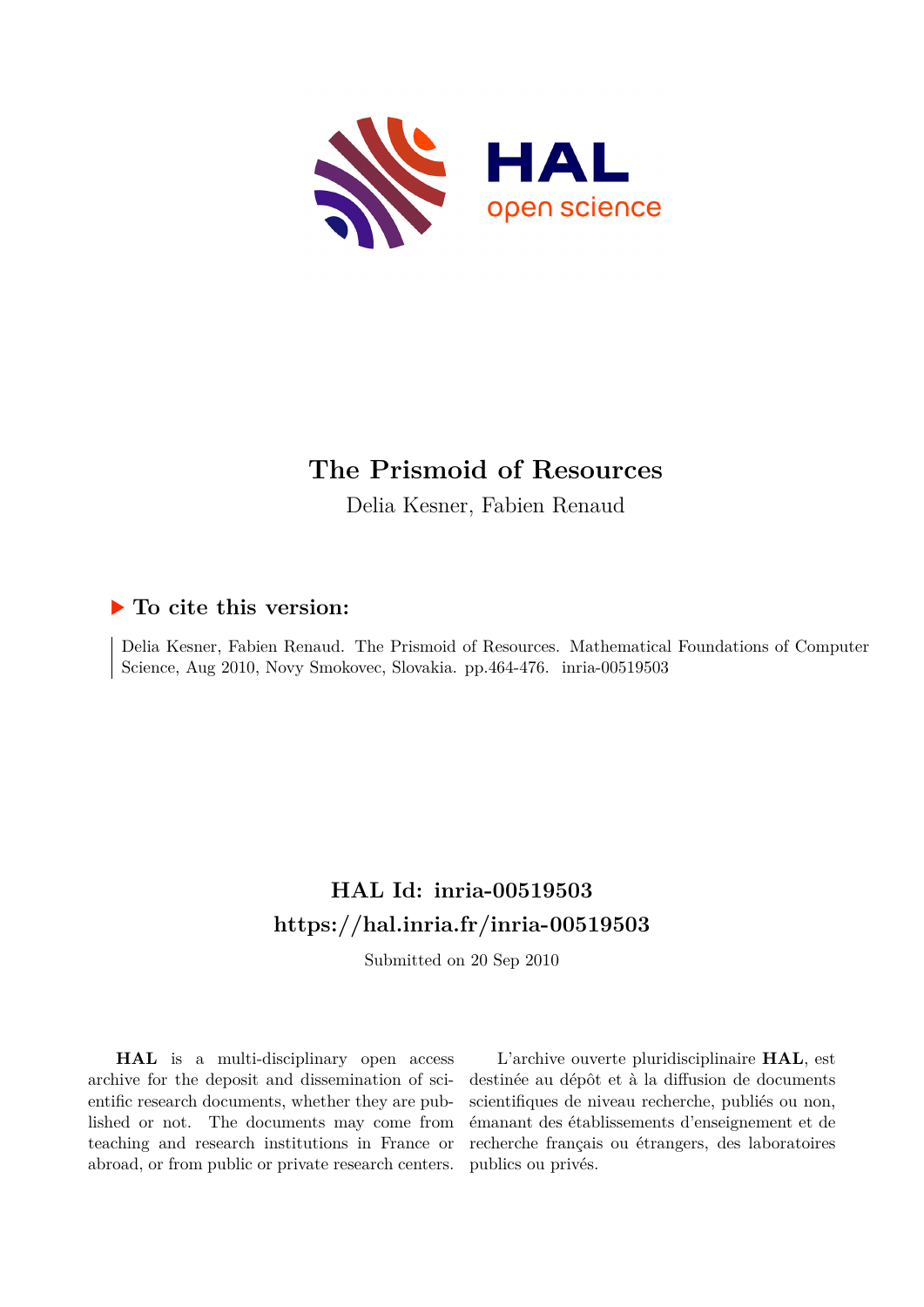# The Prismoid of Resources

Delia Kesner, Fabien Renaud

## ▶ To cite this version:

Delia Kesner, Fabien Renaud. The Prismoid of Resources. Mathematical Foundations of Computer Science, Aug 2010, Novy Smokovec, Slovakia. pp.464-476. inria-00519503

## HAL Id: inria-00519503
## https://hal.inria.fr/inria-00519503

Submitted on 20 Sep 2010

**HAL** is a multi-disciplinary open access archive for the deposit and dissemination of scientific research documents, whether they are published or not. The documents may come from teaching and research institutions in France or abroad, or from public or private research centers.

L'archive ouverte pluridisciplinaire **HAL**, est destinée au dépôt et à la diffusion de documents scientifiques de niveau recherche, publiés ou non, émanant des établissements d'enseignement et de recherche français ou étrangers, des laboratoires publics ou privés.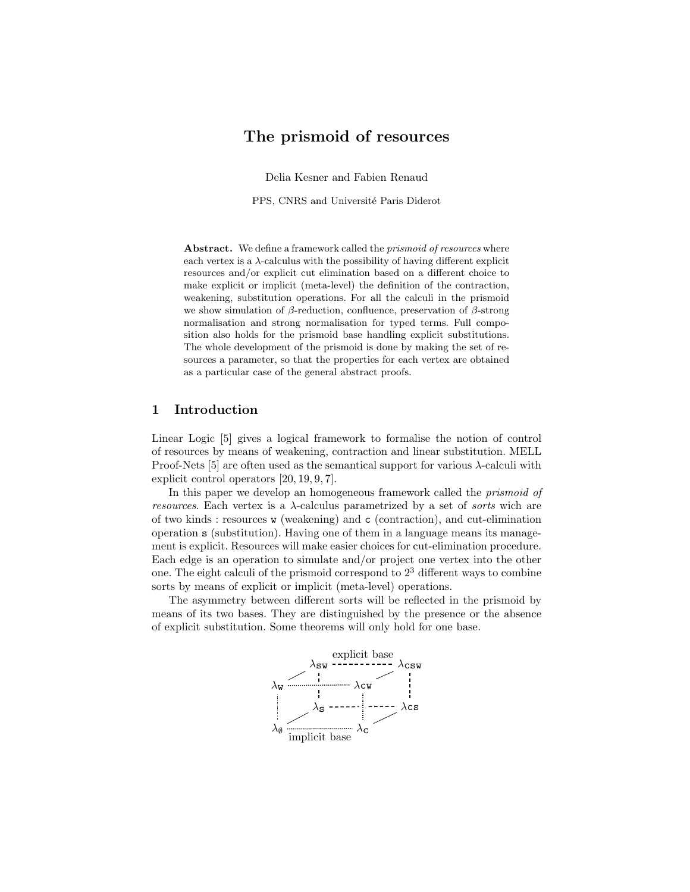# The prismoid of resources

Delia Kesner and Fabien Renaud

PPS, CNRS and Université Paris Diderot

**Abstract.** We define a framework called the *prismoid of resources* where each vertex is a $\lambda$-calculus with the possibility of having different explicit resources and/or explicit cut elimination based on a different choice to make explicit or implicit (meta-level) the definition of the contraction, weakening, substitution operations. For all the calculi in the prismoid we show simulation of $\beta$-reduction, confluence, preservation of $\beta$-strong normalisation and strong normalisation for typed terms. Full composition also holds for the prismoid base handling explicit substitutions. The whole development of the prismoid is done by making the set of resources a parameter, so that the properties for each vertex are obtained as a particular case of the general abstract proofs.

## 1 Introduction

Linear Logic [5] gives a logical framework to formalise the notion of control of resources by means of weakening, contraction and linear substitution. MELL Proof-Nets [5] are often used as the semantical support for various $\lambda$-calculi with explicit control operators [20, 19, 9, 7].

In this paper we develop an homogeneous framework called the *prismoid of resources*. Each vertex is a $\lambda$-calculus parametrized by a set of *sorts* wich are of two kinds : resources $\mathtt{w}$ (weakening) and $\mathtt{c}$ (contraction), and cut-elimination operation $\mathtt{s}$ (substitution). Having one of them in a language means its management is explicit. Resources will make easier choices for cut-elimination procedure. Each edge is an operation to simulate and/or project one vertex into the other one. The eight calculi of the prismoid correspond to $2^3$ different ways to combine sorts by means of explicit or implicit (meta-level) operations.

The asymmetry between different sorts will be reflected in the prismoid by means of its two bases. They are distinguished by the presence or the absence of explicit substitution. Some theorems will only hold for one base.

$$
\begin{array}{ccccccc}
 & & \text{explicit base} & & & & \\
 & \lambda_{\mathtt{sw}} & \text{- - - - - - -} & & \lambda_{\mathtt{csw}} & & \\
\lambda_{\mathtt{w}} & \cdots\cdots\cdots & & \lambda_{\mathtt{cw}} & & & \\
 & \lambda_{\mathtt{s}} & \text{- - - - - - -} & & \lambda_{\mathtt{cs}} & & \\
\lambda_{\emptyset} & \cdots\cdots\cdots & & \lambda_{\mathtt{c}} & & & \\
 & \text{implicit base} & & & & &
\end{array}
$$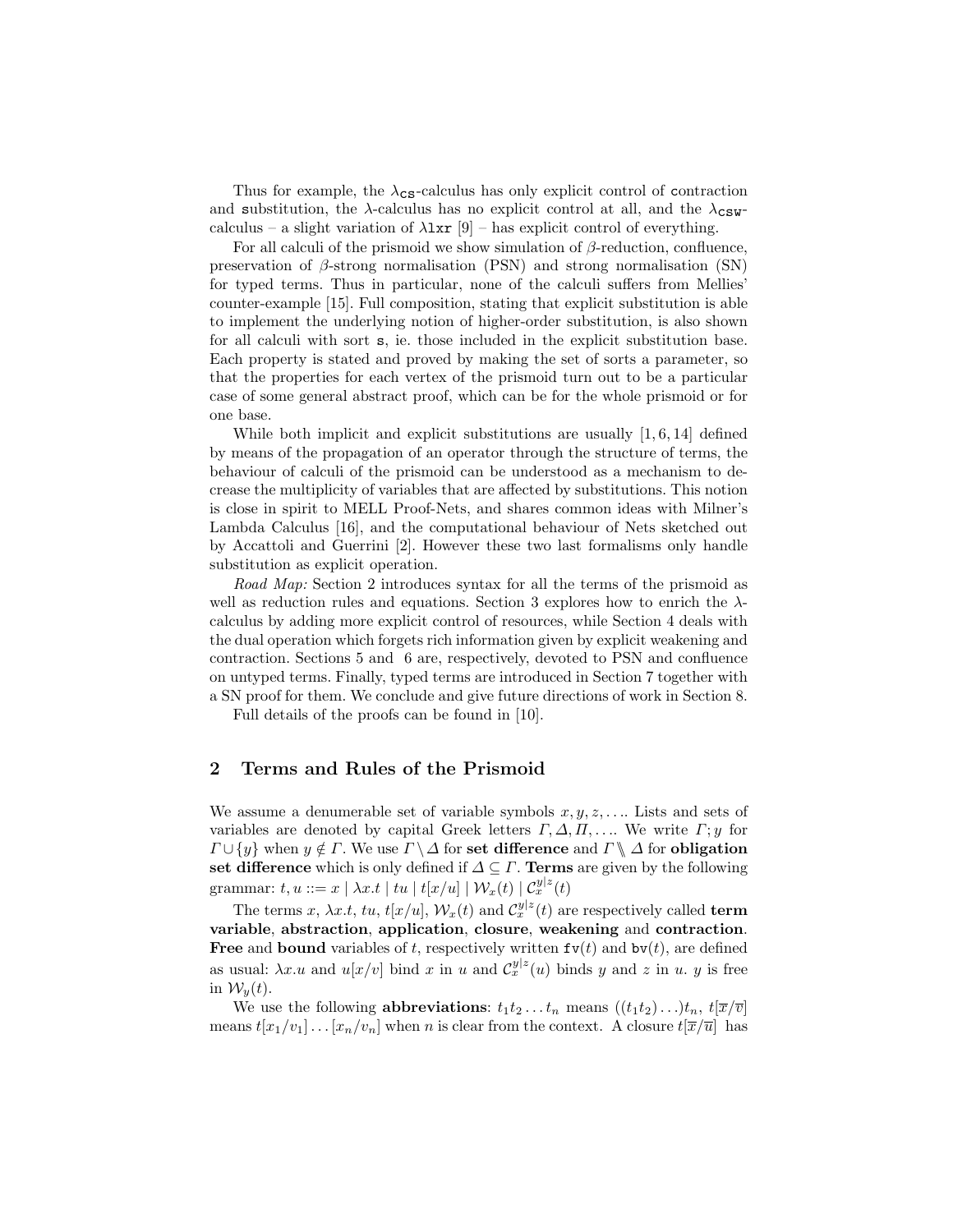Thus for example, the $\lambda_{\mathtt{cs}}$-calculus has only explicit control of contraction and substitution, the $\lambda$-calculus has no explicit control at all, and the $\lambda_{\mathtt{csw}}$-calculus – a slight variation of $\lambda\mathtt{lxr}$ [9] – has explicit control of everything.

For all calculi of the prismoid we show simulation of $\beta$-reduction, confluence, preservation of $\beta$-strong normalisation (PSN) and strong normalisation (SN) for typed terms. Thus in particular, none of the calculi suffers from Mellies' counter-example [15]. Full composition, stating that explicit substitution is able to implement the underlying notion of higher-order substitution, is also shown for all calculi with sort $\mathtt{s}$, ie. those included in the explicit substitution base. Each property is stated and proved by making the set of sorts a parameter, so that the properties for each vertex of the prismoid turn out to be a particular case of some general abstract proof, which can be for the whole prismoid or for one base.

While both implicit and explicit substitutions are usually [1, 6, 14] defined by means of the propagation of an operator through the structure of terms, the behaviour of calculi of the prismoid can be understood as a mechanism to decrease the multiplicity of variables that are affected by substitutions. This notion is close in spirit to MELL Proof-Nets, and shares common ideas with Milner's Lambda Calculus [16], and the computational behaviour of Nets sketched out by Accattoli and Guerrini [2]. However these two last formalisms only handle substitution as explicit operation.

*Road Map:* Section 2 introduces syntax for all the terms of the prismoid as well as reduction rules and equations. Section 3 explores how to enrich the $\lambda$-calculus by adding more explicit control of resources, while Section 4 deals with the dual operation which forgets rich information given by explicit weakening and contraction. Sections 5 and 6 are, respectively, devoted to PSN and confluence on untyped terms. Finally, typed terms are introduced in Section 7 together with a SN proof for them. We conclude and give future directions of work in Section 8.

Full details of the proofs can be found in [10].

## 2 Terms and Rules of the Prismoid

We assume a denumerable set of variable symbols $x, y, z, \ldots$. Lists and sets of variables are denoted by capital Greek letters $\Gamma, \Delta, \Pi, \ldots$. We write $\Gamma; y$ for $\Gamma \cup \{y\}$ when $y \notin \Gamma$. We use $\Gamma \setminus \Delta$ for **set difference** and $\Gamma \setminus\!\!\setminus \Delta$ for **obligation set difference** which is only defined if $\Delta \subseteq \Gamma$. **Terms** are given by the following grammar: $t, u ::= x \mid \lambda x.t \mid tu \mid t[x/u] \mid \mathcal{W}_x(t) \mid \mathcal{C}_x^{y|z}(t)$

The terms $x$, $\lambda x.t$, $tu$, $t[x/u]$, $\mathcal{W}_x(t)$ and $\mathcal{C}_x^{y|z}(t)$ are respectively called **term variable**, **abstraction**, **application**, **closure**, **weakening** and **contraction**. **Free** and **bound** variables of $t$, respectively written $\mathtt{fv}(t)$ and $\mathtt{bv}(t)$, are defined as usual: $\lambda x.u$ and $u[x/v]$ bind $x$ in $u$ and $\mathcal{C}_x^{y|z}(u)$ binds $y$ and $z$ in $u$. $y$ is free in $\mathcal{W}_y(t)$.

We use the following **abbreviations**: $t_1 t_2 \ldots t_n$ means $((t_1 t_2) \ldots) t_n$, $t[\overline{x}/\overline{v}]$ means $t[x_1/v_1] \ldots [x_n/v_n]$ when $n$ is clear from the context. A closure $t[\overline{x}/\overline{u}]$ has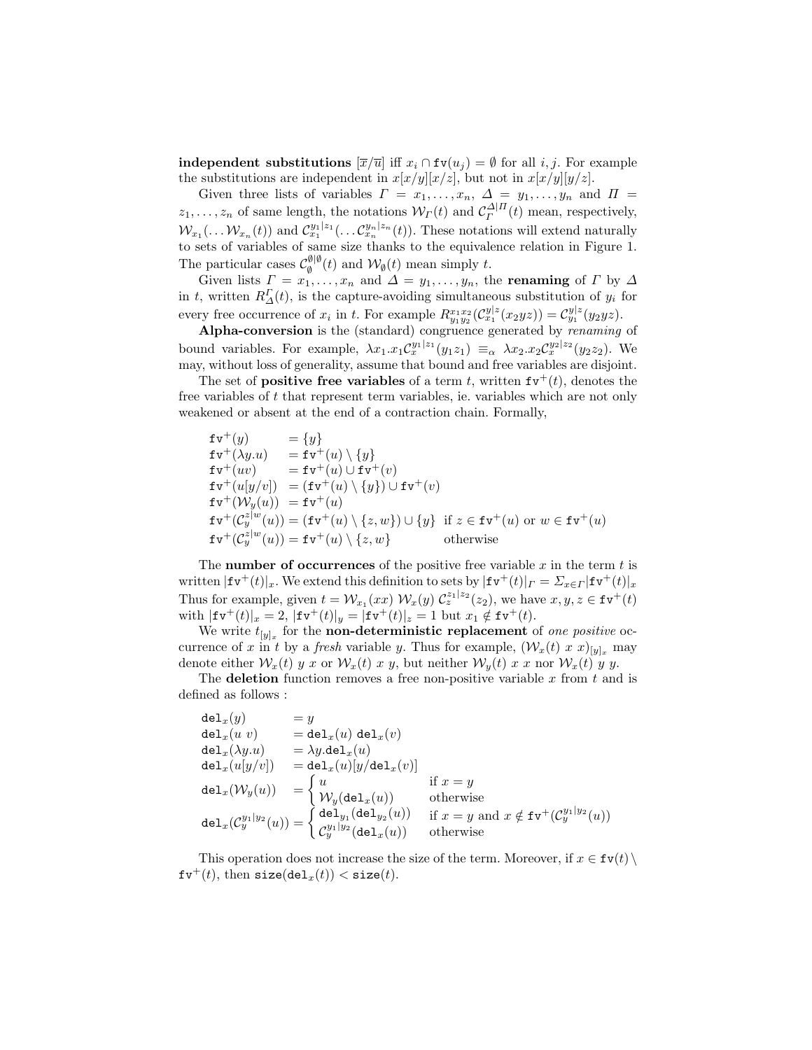**independent substitutions** $[\overline{x}/\overline{u}]$ iff $x_i \cap \mathtt{fv}(u_j) = \emptyset$ for all $i, j$. For example the substitutions are independent in $x[x/y][x/z]$, but not in $x[x/y][y/z]$.

Given three lists of variables $\Gamma = x_1, \ldots, x_n$, $\Delta = y_1, \ldots, y_n$ and $\Pi = z_1, \ldots, z_n$ of same length, the notations $\mathcal{W}_\Gamma(t)$ and $\mathcal{C}_\Gamma^{\Delta|\Pi}(t)$ mean, respectively, $\mathcal{W}_{x_1}(\ldots \mathcal{W}_{x_n}(t))$ and $\mathcal{C}_{x_1}^{y_1|z_1}(\ldots \mathcal{C}_{x_n}^{y_n|z_n}(t))$. These notations will extend naturally to sets of variables of same size thanks to the equivalence relation in Figure 1. The particular cases $\mathcal{C}_\emptyset^{\emptyset|\emptyset}(t)$ and $\mathcal{W}_\emptyset(t)$ mean simply $t$.

Given lists $\Gamma = x_1, \ldots, x_n$ and $\Delta = y_1, \ldots, y_n$, the **renaming** of $\Gamma$ by $\Delta$ in $t$, written $R_\Delta^\Gamma(t)$, is the capture-avoiding simultaneous substitution of $y_i$ for every free occurrence of $x_i$ in $t$. For example $R_{y_1 y_2}^{x_1 x_2}(\mathcal{C}_{x_1}^{y|z}(x_2 y z)) = \mathcal{C}_{y_1}^{y|z}(y_2 y z)$.

**Alpha-conversion** is the (standard) congruence generated by *renaming* of bound variables. For example, $\lambda x_1.x_1 \mathcal{C}_x^{y_1|z_1}(y_1 z_1) \equiv_\alpha \lambda x_2.x_2 \mathcal{C}_x^{y_2|z_2}(y_2 z_2)$. We may, without loss of generality, assume that bound and free variables are disjoint.

The set of **positive free variables** of a term $t$, written $\mathtt{fv}^+(t)$, denotes the free variables of $t$ that represent term variables, ie. variables which are not only weakened or absent at the end of a contraction chain. Formally,

$$
\begin{array}{lll}
\mathtt{fv}^+(y) & = \{y\} & \\
\mathtt{fv}^+(\lambda y.u) & = \mathtt{fv}^+(u) \setminus \{y\} & \\
\mathtt{fv}^+(uv) & = \mathtt{fv}^+(u) \cup \mathtt{fv}^+(v) & \\
\mathtt{fv}^+(u[y/v]) & = (\mathtt{fv}^+(u) \setminus \{y\}) \cup \mathtt{fv}^+(v) & \\
\mathtt{fv}^+(\mathcal{W}_y(u)) & = \mathtt{fv}^+(u) & \\
\mathtt{fv}^+(\mathcal{C}_y^{z|w}(u)) & = (\mathtt{fv}^+(u) \setminus \{z, w\}) \cup \{y\} & \text{if } z \in \mathtt{fv}^+(u) \text{ or } w \in \mathtt{fv}^+(u) \\
\mathtt{fv}^+(\mathcal{C}_y^{z|w}(u)) & = \mathtt{fv}^+(u) \setminus \{z, w\} & \text{otherwise}
\end{array}
$$

The **number of occurrences** of the positive free variable $x$ in the term $t$ is written $|\mathtt{fv}^+(t)|_x$. We extend this definition to sets by $|\mathtt{fv}^+(t)|_\Gamma = \Sigma_{x \in \Gamma} |\mathtt{fv}^+(t)|_x$ Thus for example, given $t = \mathcal{W}_{x_1}(xx)\ \mathcal{W}_x(y)\ \mathcal{C}_z^{z_1|z_2}(z_2)$, we have $x, y, z \in \mathtt{fv}^+(t)$ with $|\mathtt{fv}^+(t)|_x = 2$, $|\mathtt{fv}^+(t)|_y = |\mathtt{fv}^+(t)|_z = 1$ but $x_1 \notin \mathtt{fv}^+(t)$.

We write $t_{[y]_x}$ for the **non-deterministic replacement** of *one positive* occurrence of $x$ in $t$ by a *fresh* variable $y$. Thus for example, $(\mathcal{W}_x(t)\ x\ x)_{[y]_x}$ may denote either $\mathcal{W}_x(t)\ y\ x$ or $\mathcal{W}_x(t)\ x\ y$, but neither $\mathcal{W}_y(t)\ x\ x$ nor $\mathcal{W}_x(t)\ y\ y$.

The **deletion** function removes a free non-positive variable $x$ from $t$ and is defined as follows :

$$
\begin{array}{lll}
\mathtt{del}_x(y) & = y & \\
\mathtt{del}_x(u\ v) & = \mathtt{del}_x(u)\ \mathtt{del}_x(v) & \\
\mathtt{del}_x(\lambda y.u) & = \lambda y.\mathtt{del}_x(u) & \\
\mathtt{del}_x(u[y/v]) & = \mathtt{del}_x(u)[y/\mathtt{del}_x(v)] & \\
\mathtt{del}_x(\mathcal{W}_y(u)) & = \begin{cases} u & \text{if } x = y \\ \mathcal{W}_y(\mathtt{del}_x(u)) & \text{otherwise} \end{cases} & \\
\mathtt{del}_x(\mathcal{C}_y^{y_1|y_2}(u)) & = \begin{cases} \mathtt{del}_{y_1}(\mathtt{del}_{y_2}(u)) & \text{if } x = y \text{ and } x \notin \mathtt{fv}^+(\mathcal{C}_y^{y_1|y_2}(u)) \\ \mathcal{C}_y^{y_1|y_2}(\mathtt{del}_x(u)) & \text{otherwise} \end{cases} &
\end{array}
$$

This operation does not increase the size of the term. Moreover, if $x \in \mathtt{fv}(t) \setminus \mathtt{fv}^+(t)$, then $\mathtt{size}(\mathtt{del}_x(t)) < \mathtt{size}(t)$.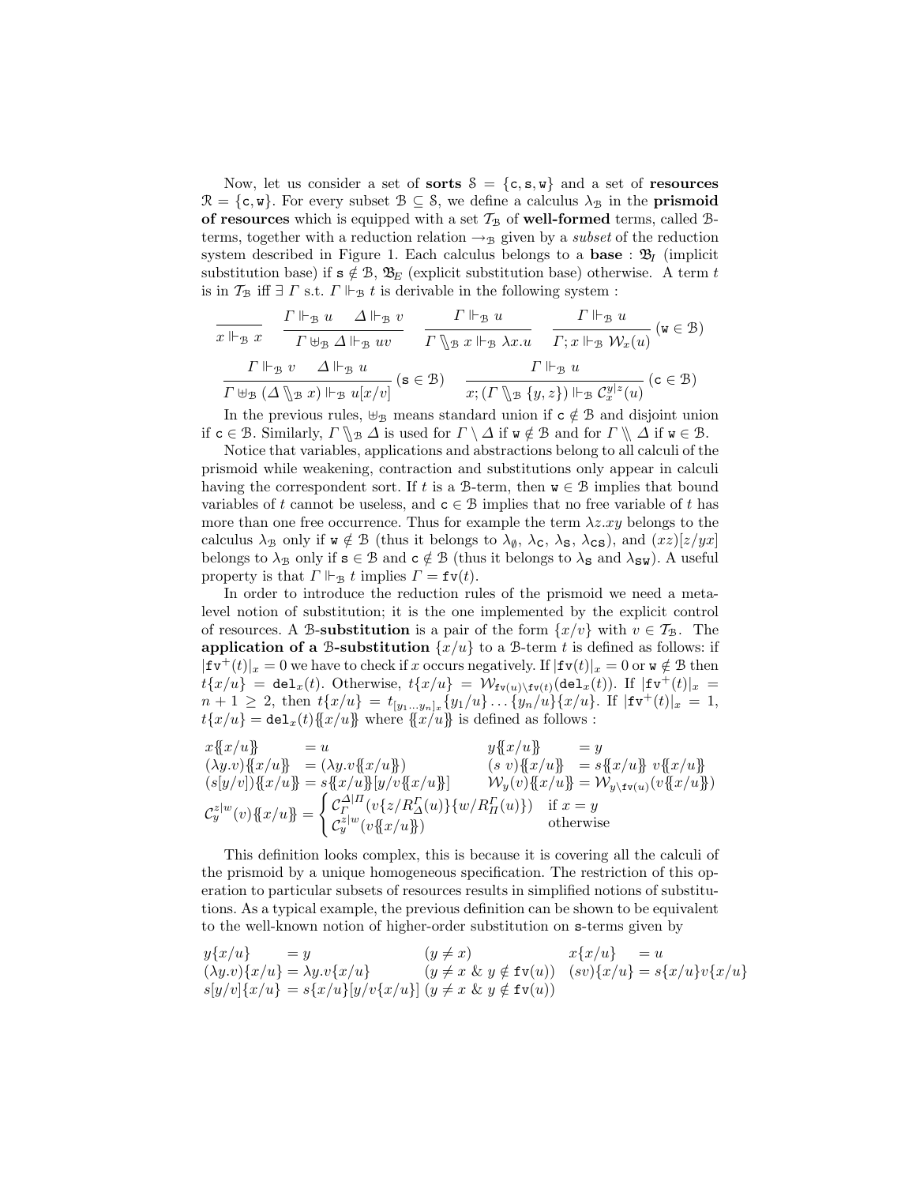Now, let us consider a set of **sorts** $\mathcal{S} = \{\mathtt{c}, \mathtt{s}, \mathtt{w}\}$ and a set of **resources** $\mathcal{R} = \{\mathtt{c}, \mathtt{w}\}$. For every subset $\mathcal{B} \subseteq \mathcal{S}$, we define a calculus $\lambda_{\mathcal{B}}$ in the **prismoid of resources** which is equipped with a set $\mathcal{T}_{\mathcal{B}}$ of **well-formed** terms, called $\mathcal{B}$-terms, together with a reduction relation $\rightarrow_{\mathcal{B}}$ given by a *subset* of the reduction system described in Figure 1. Each calculus belongs to a **base** : $\mathfrak{B}_I$ (implicit substitution base) if $\mathtt{s} \notin \mathcal{B}$, $\mathfrak{B}_E$ (explicit substitution base) otherwise. A term $t$ is in $\mathcal{T}_{\mathcal{B}}$ iff $\exists\, \Gamma$ s.t. $\Gamma \Vdash_{\mathcal{B}} t$ is derivable in the following system :

$$\frac{}{x \Vdash_{\mathcal{B}} x} \qquad \frac{\Gamma \Vdash_{\mathcal{B}} u \quad \Delta \Vdash_{\mathcal{B}} v}{\Gamma \uplus_{\mathcal{B}} \Delta \Vdash_{\mathcal{B}} uv} \qquad \frac{\Gamma \Vdash_{\mathcal{B}} u}{\Gamma \setminus\!\!\setminus_{\mathcal{B}}\, x \Vdash_{\mathcal{B}} \lambda x.u} \qquad \frac{\Gamma \Vdash_{\mathcal{B}} u}{\Gamma; x \Vdash_{\mathcal{B}} \mathcal{W}_x(u)}\ (\mathtt{w} \in \mathcal{B})$$

$$\frac{\Gamma \Vdash_{\mathcal{B}} v \quad \Delta \Vdash_{\mathcal{B}} u}{\Gamma \uplus_{\mathcal{B}} (\Delta \setminus\!\!\setminus_{\mathcal{B}}\, x) \Vdash_{\mathcal{B}} u[x/v]}\ (\mathtt{s} \in \mathcal{B}) \qquad \frac{\Gamma \Vdash_{\mathcal{B}} u}{x; (\Gamma \setminus\!\!\setminus_{\mathcal{B}} \{y, z\}) \Vdash_{\mathcal{B}} \mathcal{C}_x^{y|z}(u)}\ (\mathtt{c} \in \mathcal{B})$$

In the previous rules, $\uplus_{\mathcal{B}}$ means standard union if $\mathtt{c} \notin \mathcal{B}$ and disjoint union if $\mathtt{c} \in \mathcal{B}$. Similarly, $\Gamma \setminus\!\!\setminus_{\mathcal{B}} \Delta$ is used for $\Gamma \setminus \Delta$ if $\mathtt{w} \notin \mathcal{B}$ and for $\Gamma \setminus\!\!\setminus \Delta$ if $\mathtt{w} \in \mathcal{B}$.

Notice that variables, applications and abstractions belong to all calculi of the prismoid while weakening, contraction and substitutions only appear in calculi having the correspondent sort. If $t$ is a $\mathcal{B}$-term, then $\mathtt{w} \in \mathcal{B}$ implies that bound variables of $t$ cannot be useless, and $\mathtt{c} \in \mathcal{B}$ implies that no free variable of $t$ has more than one free occurrence. Thus for example the term $\lambda z.xy$ belongs to the calculus $\lambda_{\mathcal{B}}$ only if $\mathtt{w} \notin \mathcal{B}$ (thus it belongs to $\lambda_{\emptyset}$, $\lambda_{\mathtt{c}}$, $\lambda_{\mathtt{s}}$, $\lambda_{\mathtt{cs}}$), and $(xz)[z/yx]$ belongs to $\lambda_{\mathcal{B}}$ only if $\mathtt{s} \in \mathcal{B}$ and $\mathtt{c} \notin \mathcal{B}$ (thus it belongs to $\lambda_{\mathtt{s}}$ and $\lambda_{\mathtt{sw}}$). A useful property is that $\Gamma \Vdash_{\mathcal{B}} t$ implies $\Gamma = \mathtt{fv}(t)$.

In order to introduce the reduction rules of the prismoid we need a meta-level notion of substitution; it is the one implemented by the explicit control of resources. A $\mathcal{B}$-**substitution** is a pair of the form $\{x/v\}$ with $v \in \mathcal{T}_{\mathcal{B}}$. The **application of a** $\mathcal{B}$-**substitution** $\{x/u\}$ to a $\mathcal{B}$-term $t$ is defined as follows: if $|\mathtt{fv}^+(t)|_x = 0$ we have to check if $x$ occurs negatively. If $|\mathtt{fv}(t)|_x = 0$ or $\mathtt{w} \notin \mathcal{B}$ then $t\{x/u\} = \mathtt{del}_x(t)$. Otherwise, $t\{x/u\} = \mathcal{W}_{\mathtt{fv}(u)\setminus\mathtt{fv}(t)}(\mathtt{del}_x(t))$. If $|\mathtt{fv}^+(t)|_x = n+1 \geq 2$, then $t\{x/u\} = t_{[y_1 \ldots y_n]_x}\{y_1/u\} \ldots \{y_n/u\}\{x/u\}$. If $|\mathtt{fv}^+(t)|_x = 1$, $t\{x/u\} = \mathtt{del}_x(t)\{\!\{x/u\}\!\}$ where $\{\!\{x/u\}\!\}$ is defined as follows :

$$\begin{array}{llll}
x\{\!\{x/u\}\!\} & = u & y\{\!\{x/u\}\!\} & = y \\
(\lambda y.v)\{\!\{x/u\}\!\} & = (\lambda y.v\{\!\{x/u\}\!\}) & (s\ v)\{\!\{x/u\}\!\} & = s\{\!\{x/u\}\!\}\ v\{\!\{x/u\}\!\} \\
(s[y/v])\{\!\{x/u\}\!\} & = s\{\!\{x/u\}\!\}[y/v\{\!\{x/u\}\!\}] & \mathcal{W}_y(v)\{\!\{x/u\}\!\} & = \mathcal{W}_{y\setminus\mathtt{fv}(u)}(v\{\!\{x/u\}\!\})
\end{array}$$

$$\mathcal{C}_y^{z|w}(v)\{\!\{x/u\}\!\} = \begin{cases} \mathcal{C}_{\Gamma}^{\Delta|\Pi}(v\{z/R_{\Delta}^{\Gamma}(u)\}\{w/R_{\Pi}^{\Gamma}(u)\}) & \text{if } x = y \\ \mathcal{C}_y^{z|w}(v\{\!\{x/u\}\!\}) & \text{otherwise} \end{cases}$$

This definition looks complex, this is because it is covering all the calculi of the prismoid by a unique homogeneous specification. The restriction of this operation to particular subsets of resources results in simplified notions of substitutions. As a typical example, the previous definition can be shown to be equivalent to the well-known notion of higher-order substitution on $\mathtt{s}$-terms given by

$$\begin{array}{lll}
y\{x/u\} = y & (y \neq x) & x\{x/u\} = u \\
(\lambda y.v)\{x/u\} = \lambda y.v\{x/u\} & (y \neq x\ \&\ y \notin \mathtt{fv}(u)) & (sv)\{x/u\} = s\{x/u\}v\{x/u\} \\
s[y/v]\{x/u\} = s\{x/u\}[y/v\{x/u\}] & (y \neq x\ \&\ y \notin \mathtt{fv}(u)) &
\end{array}$$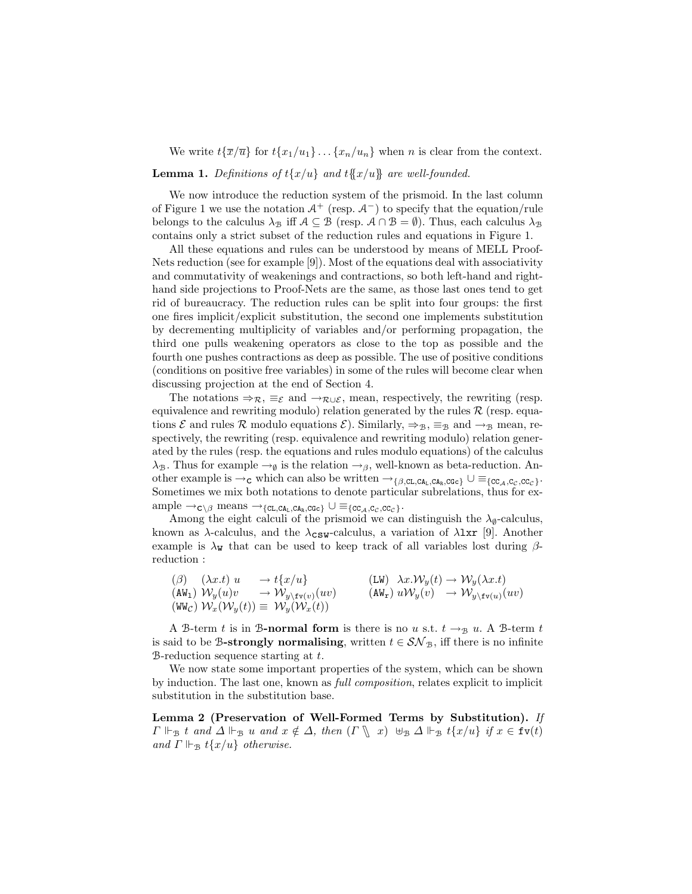We write $t\{\overline{x}/\overline{u}\}$ for $t\{x_1/u_1\}\ldots\{x_n/u_n\}$ when $n$ is clear from the context.

**Lemma 1.** *Definitions of $t\{x/u\}$ and $t\{\!\{x/u\}\!\}$ are well-founded.*

We now introduce the reduction system of the prismoid. In the last column of Figure 1 we use the notation $\mathcal{A}^+$ (resp. $\mathcal{A}^-$) to specify that the equation/rule belongs to the calculus $\lambda_{\mathcal{B}}$ iff $\mathcal{A} \subseteq \mathcal{B}$ (resp. $\mathcal{A} \cap \mathcal{B} = \emptyset$). Thus, each calculus $\lambda_{\mathcal{B}}$ contains only a strict subset of the reduction rules and equations in Figure 1.

All these equations and rules can be understood by means of MELL Proof-Nets reduction (see for example [9]). Most of the equations deal with associativity and commutativity of weakenings and contractions, so both left-hand and right-hand side projections to Proof-Nets are the same, as those last ones tend to get rid of bureaucracy. The reduction rules can be split into four groups: the first one fires implicit/explicit substitution, the second one implements substitution by decrementing multiplicity of variables and/or performing propagation, the third one pulls weakening operators as close to the top as possible and the fourth one pushes contractions as deep as possible. The use of positive conditions (conditions on positive free variables) in some of the rules will become clear when discussing projection at the end of Section 4.

The notations $\Rightarrow_{\mathcal{R}}$, $\equiv_{\mathcal{E}}$ and $\rightarrow_{\mathcal{R}\cup\mathcal{E}}$, mean, respectively, the rewriting (resp. equivalence and rewriting modulo) relation generated by the rules $\mathcal{R}$ (resp. equations $\mathcal{E}$ and rules $\mathcal{R}$ modulo equations $\mathcal{E}$). Similarly, $\Rightarrow_{\mathcal{B}}$, $\equiv_{\mathcal{B}}$ and $\rightarrow_{\mathcal{B}}$ mean, respectively, the rewriting (resp. equivalence and rewriting modulo) relation generated by the rules (resp. the equations and rules modulo equations) of the calculus $\lambda_{\mathcal{B}}$. Thus for example $\rightarrow_{\emptyset}$ is the relation $\rightarrow_{\beta}$, well-known as beta-reduction. Another example is $\rightarrow_{\mathtt{C}}$ which can also be written $\rightarrow_{\{\beta,\mathtt{CL},\mathtt{CA_L},\mathtt{CA_R},\mathtt{CGc}\}} \cup \equiv_{\{\mathtt{CC}_{\mathcal{A}},\mathtt{C}_{\mathcal{C}},\mathtt{CC}_{\mathcal{C}}\}}$. Sometimes we mix both notations to denote particular subrelations, thus for example $\rightarrow_{\mathtt{C}\setminus\beta}$ means $\rightarrow_{\{\mathtt{CL},\mathtt{CA_L},\mathtt{CA_R},\mathtt{CGc}\}} \cup \equiv_{\{\mathtt{CC}_{\mathcal{A}},\mathtt{C}_{\mathcal{C}},\mathtt{CC}_{\mathcal{C}}\}}$.

Among the eight calculi of the prismoid we can distinguish the $\lambda_{\emptyset}$-calculus, known as $\lambda$-calculus, and the $\lambda_{\mathtt{CSW}}$-calculus, a variation of $\lambda\mathtt{lxr}$ [9]. Another example is $\lambda_{\mathtt{W}}$ that can be used to keep track of all variables lost during $\beta$-reduction :

| | | | |
|---|---|---|---|
| $(\beta)$ | $(\lambda x.t)\ u \rightarrow t\{x/u\}$ | $(\mathtt{LW})$ | $\lambda x.\mathcal{W}_y(t) \rightarrow \mathcal{W}_y(\lambda x.t)$ |
| $(\mathtt{AW_l})$ | $\mathcal{W}_y(u)v \rightarrow \mathcal{W}_{y\setminus\mathtt{fv}(v)}(uv)$ | $(\mathtt{AW_r})$ | $u\mathcal{W}_y(v) \rightarrow \mathcal{W}_{y\setminus\mathtt{fv}(u)}(uv)$ |
| $(\mathtt{WW}_{\mathcal{C}})$ | $\mathcal{W}_x(\mathcal{W}_y(t)) \equiv \mathcal{W}_y(\mathcal{W}_x(t))$ | | |

A $\mathcal{B}$-term $t$ is in $\mathcal{B}$**-normal form** is there is no $u$ s.t. $t \rightarrow_{\mathcal{B}} u$. A $\mathcal{B}$-term $t$ is said to be $\mathcal{B}$**-strongly normalising**, written $t \in \mathcal{SN}_{\mathcal{B}}$, iff there is no infinite $\mathcal{B}$-reduction sequence starting at $t$.

We now state some important properties of the system, which can be shown by induction. The last one, known as *full composition*, relates explicit to implicit substitution in the substitution base.

**Lemma 2 (Preservation of Well-Formed Terms by Substitution).** *If $\Gamma \Vdash_{\mathcal{B}} t$ and $\Delta \Vdash_{\mathcal{B}} u$ and $x \notin \Delta$, then $(\Gamma \setminus\!\!\setminus x) \uplus_{\mathcal{B}} \Delta \Vdash_{\mathcal{B}} t\{x/u\}$ if $x \in \mathtt{fv}(t)$ and $\Gamma \Vdash_{\mathcal{B}} t\{x/u\}$ otherwise.*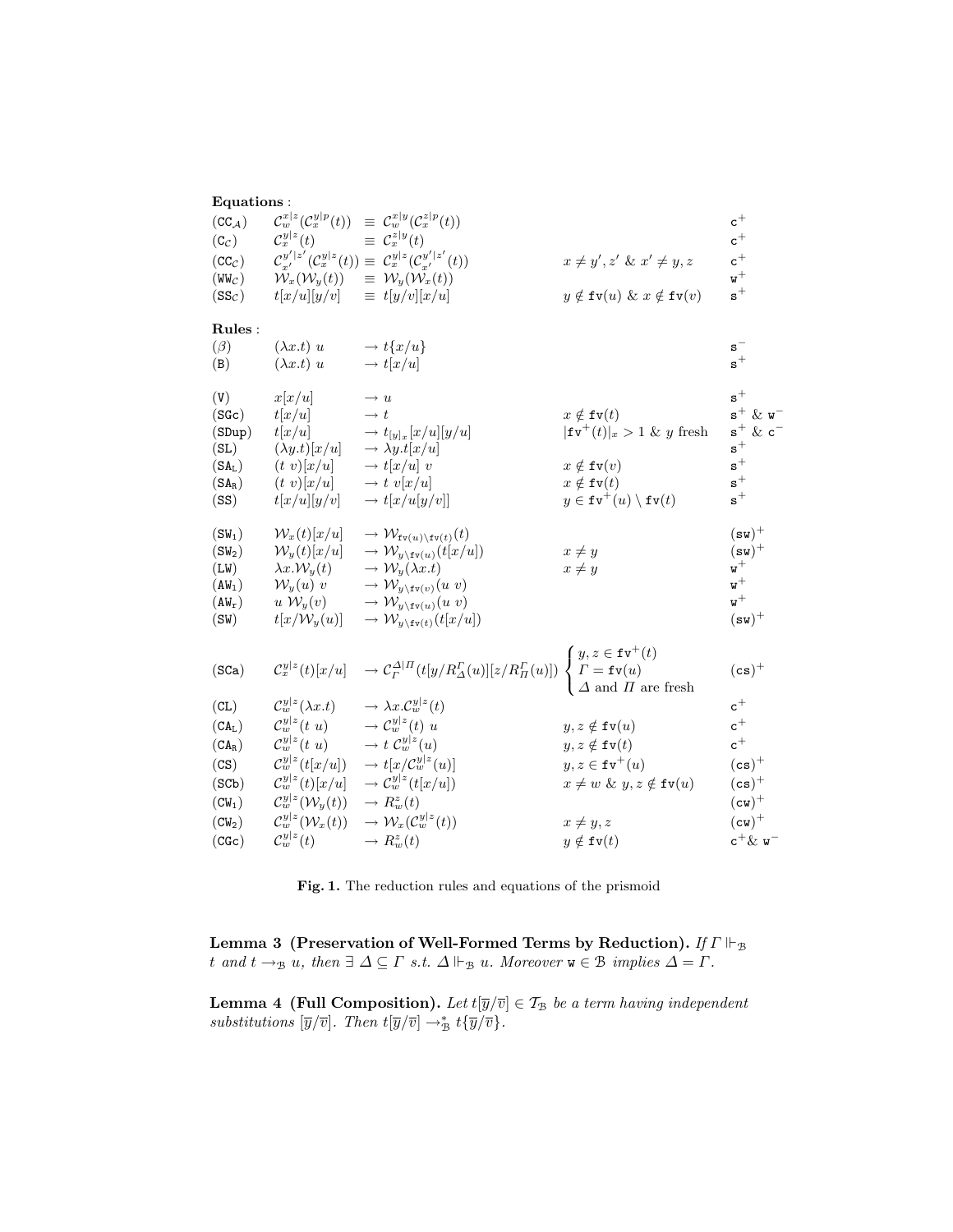**Equations** :

| | | | | |
|---|---|---|---|---|
| $(\mathtt{CC}_{\mathcal{A}})$ | $\mathcal{C}^{x\|z}_{w}(\mathcal{C}^{y\|p}_{x}(t))$ | $\equiv \mathcal{C}^{x\|y}_{w}(\mathcal{C}^{z\|p}_{x}(t))$ | | $\mathtt{c}^{+}$ |
| $(\mathtt{C}_{\mathcal{C}})$ | $\mathcal{C}^{y\|z}_{x}(t)$ | $\equiv \mathcal{C}^{z\|y}_{x}(t)$ | | $\mathtt{c}^{+}$ |
| $(\mathtt{CC}_{\mathcal{C}})$ | $\mathcal{C}^{y'\|z'}_{x'}(\mathcal{C}^{y\|z}_{x}(t))$ | $\equiv \mathcal{C}^{y\|z}_{x}(\mathcal{C}^{y'\|z'}_{x'}(t))$ | $x \neq y', z'$ & $x' \neq y, z$ | $\mathtt{c}^{+}$ |
| $(\mathtt{WW}_{\mathcal{C}})$ | $\mathcal{W}_{x}(\mathcal{W}_{y}(t))$ | $\equiv \mathcal{W}_{y}(\mathcal{W}_{x}(t))$ | | $\mathtt{w}^{+}$ |
| $(\mathtt{SS}_{\mathcal{C}})$ | $t[x/u][y/v]$ | $\equiv t[y/v][x/u]$ | $y \notin \mathtt{fv}(u)$ & $x \notin \mathtt{fv}(v)$ | $\mathtt{s}^{+}$ |

**Rules** :

| | | | | |
|---|---|---|---|---|
| $(\beta)$ | $(\lambda x.t)\ u$ | $\to t\{x/u\}$ | | $\mathtt{s}^{-}$ |
| $(\mathtt{B})$ | $(\lambda x.t)\ u$ | $\to t[x/u]$ | | $\mathtt{s}^{+}$ |
| $(\mathtt{V})$ | $x[x/u]$ | $\to u$ | | $\mathtt{s}^{+}$ |
| $(\mathtt{SGc})$ | $t[x/u]$ | $\to t$ | $x \notin \mathtt{fv}(t)$ | $\mathtt{s}^{+}$ & $\mathtt{w}^{-}$ |
| $(\mathtt{SDup})$ | $t[x/u]$ | $\to t_{[y]_x}[x/u][y/u]$ | $\|\mathtt{fv}^{+}(t)\|_x > 1$ & $y$ fresh | $\mathtt{s}^{+}$ & $\mathtt{c}^{-}$ |
| $(\mathtt{SL})$ | $(\lambda y.t)[x/u]$ | $\to \lambda y.t[x/u]$ | | $\mathtt{s}^{+}$ |
| $(\mathtt{SA_L})$ | $(t\ v)[x/u]$ | $\to t[x/u]\ v$ | $x \notin \mathtt{fv}(v)$ | $\mathtt{s}^{+}$ |
| $(\mathtt{SA_R})$ | $(t\ v)[x/u]$ | $\to t\ v[x/u]$ | $x \notin \mathtt{fv}(t)$ | $\mathtt{s}^{+}$ |
| $(\mathtt{SS})$ | $t[x/u][y/v]$ | $\to t[x/u[y/v]]$ | $y \in \mathtt{fv}^{+}(u) \setminus \mathtt{fv}(t)$ | $\mathtt{s}^{+}$ |
| $(\mathtt{SW_1})$ | $\mathcal{W}_{x}(t)[x/u]$ | $\to \mathcal{W}_{\mathtt{fv}(u)\setminus\mathtt{fv}(t)}(t)$ | | $(\mathtt{sw})^{+}$ |
| $(\mathtt{SW_2})$ | $\mathcal{W}_{y}(t)[x/u]$ | $\to \mathcal{W}_{y\setminus\mathtt{fv}(u)}(t[x/u])$ | $x \neq y$ | $(\mathtt{sw})^{+}$ |
| $(\mathtt{LW})$ | $\lambda x.\mathcal{W}_{y}(t)$ | $\to \mathcal{W}_{y}(\lambda x.t)$ | $x \neq y$ | $\mathtt{w}^{+}$ |
| $(\mathtt{AW_l})$ | $\mathcal{W}_{y}(u)\ v$ | $\to \mathcal{W}_{y\setminus\mathtt{fv}(v)}(u\ v)$ | | $\mathtt{w}^{+}$ |
| $(\mathtt{AW_r})$ | $u\ \mathcal{W}_{y}(v)$ | $\to \mathcal{W}_{y\setminus\mathtt{fv}(u)}(u\ v)$ | | $\mathtt{w}^{+}$ |
| $(\mathtt{SW})$ | $t[x/\mathcal{W}_{y}(u)]$ | $\to \mathcal{W}_{y\setminus\mathtt{fv}(t)}(t[x/u])$ | | $(\mathtt{sw})^{+}$ |
| $(\mathtt{SCa})$ | $\mathcal{C}^{y\|z}_{x}(t)[x/u]$ | $\to \mathcal{C}^{\Delta\|\Pi}_{\Gamma}(t[y/R^{\Gamma}_{\Delta}(u)][z/R^{\Gamma}_{\Pi}(u)])$ | $y, z \in \mathtt{fv}^{+}(t)$; $\Gamma = \mathtt{fv}(u)$; $\Delta$ and $\Pi$ are fresh | $(\mathtt{cs})^{+}$ |
| $(\mathtt{CL})$ | $\mathcal{C}^{y\|z}_{w}(\lambda x.t)$ | $\to \lambda x.\mathcal{C}^{y\|z}_{w}(t)$ | | $\mathtt{c}^{+}$ |
| $(\mathtt{CA_L})$ | $\mathcal{C}^{y\|z}_{w}(t\ u)$ | $\to \mathcal{C}^{y\|z}_{w}(t)\ u$ | $y, z \notin \mathtt{fv}(u)$ | $\mathtt{c}^{+}$ |
| $(\mathtt{CA_R})$ | $\mathcal{C}^{y\|z}_{w}(t\ u)$ | $\to t\ \mathcal{C}^{y\|z}_{w}(u)$ | $y, z \notin \mathtt{fv}(t)$ | $\mathtt{c}^{+}$ |
| $(\mathtt{CS})$ | $\mathcal{C}^{y\|z}_{w}(t[x/u])$ | $\to t[x/\mathcal{C}^{y\|z}_{w}(u)]$ | $y, z \in \mathtt{fv}^{+}(u)$ | $(\mathtt{cs})^{+}$ |
| $(\mathtt{SCb})$ | $\mathcal{C}^{y\|z}_{w}(t)[x/u]$ | $\to \mathcal{C}^{y\|z}_{w}(t[x/u])$ | $x \neq w$ & $y, z \notin \mathtt{fv}(u)$ | $(\mathtt{cs})^{+}$ |
| $(\mathtt{CW_1})$ | $\mathcal{C}^{y\|z}_{w}(\mathcal{W}_{y}(t))$ | $\to R^{z}_{w}(t)$ | | $(\mathtt{cw})^{+}$ |
| $(\mathtt{CW_2})$ | $\mathcal{C}^{y\|z}_{w}(\mathcal{W}_{x}(t))$ | $\to \mathcal{W}_{x}(\mathcal{C}^{y\|z}_{w}(t))$ | $x \neq y, z$ | $(\mathtt{cw})^{+}$ |
| $(\mathtt{CGc})$ | $\mathcal{C}^{y\|z}_{w}(t)$ | $\to R^{z}_{w}(t)$ | $y \notin \mathtt{fv}(t)$ | $\mathtt{c}^{+}$ & $\mathtt{w}^{-}$ |

**Fig. 1.** The reduction rules and equations of the prismoid

**Lemma 3 (Preservation of Well-Formed Terms by Reduction).** *If $\Gamma \Vdash_{\mathcal{B}} t$ and $t \to_{\mathcal{B}} u$, then $\exists\ \Delta \subseteq \Gamma$ s.t. $\Delta \Vdash_{\mathcal{B}} u$. Moreover $\mathtt{w} \in \mathcal{B}$ implies $\Delta = \Gamma$.*

**Lemma 4 (Full Composition).** *Let $t[\overline{y}/\overline{v}] \in \mathcal{T}_{\mathcal{B}}$ be a term having independent substitutions $[\overline{y}/\overline{v}]$. Then $t[\overline{y}/\overline{v}] \to^{*}_{\mathcal{B}} t\{\overline{y}/\overline{v}\}$.*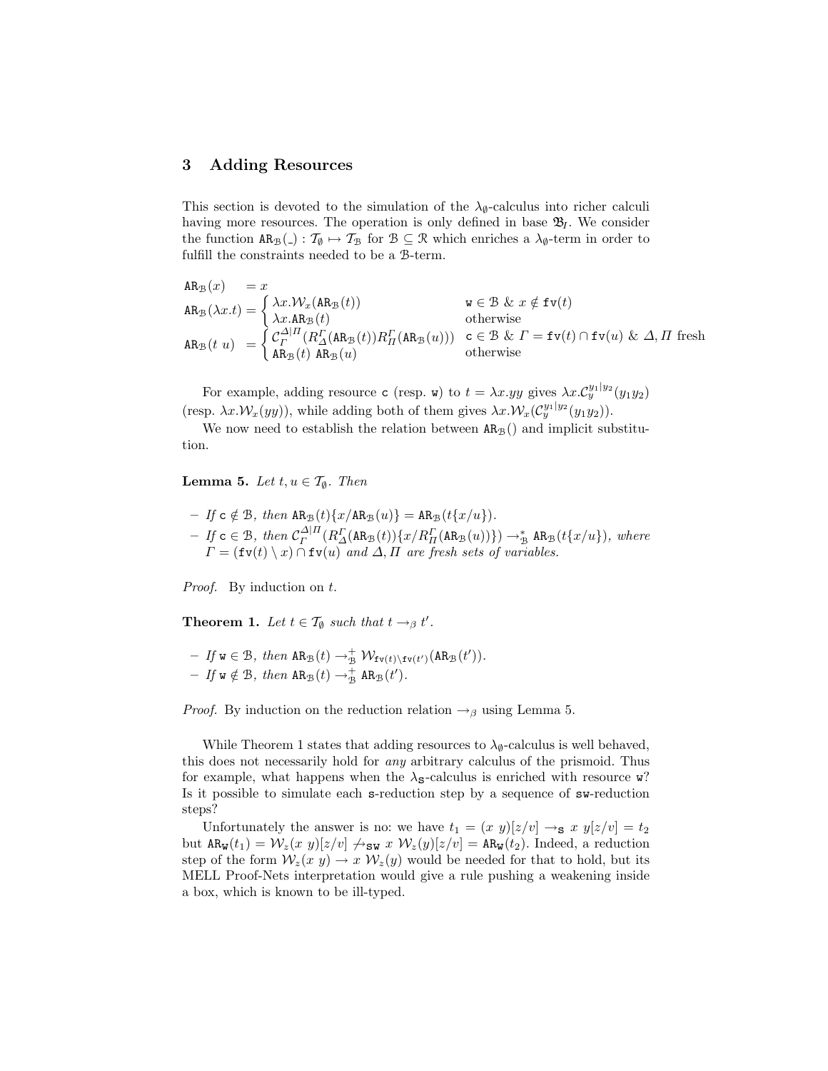## 3 Adding Resources

This section is devoted to the simulation of the $\lambda_\emptyset$-calculus into richer calculi having more resources. The operation is only defined in base $\mathfrak{B}_I$. We consider the function $\mathtt{AR}_{\mathcal{B}}(\_) : \mathcal{T}_\emptyset \mapsto \mathcal{T}_{\mathcal{B}}$ for $\mathcal{B} \subseteq \mathcal{R}$ which enriches a $\lambda_\emptyset$-term in order to fulfill the constraints needed to be a $\mathcal{B}$-term.

$$
\begin{array}{lll}
\mathtt{AR}_{\mathcal{B}}(x) & = x & \\
\mathtt{AR}_{\mathcal{B}}(\lambda x.t) & = \begin{cases} \lambda x.\mathcal{W}_x(\mathtt{AR}_{\mathcal{B}}(t)) & \mathtt{w} \in \mathcal{B} \ \&\ x \notin \mathtt{fv}(t) \\ \lambda x.\mathtt{AR}_{\mathcal{B}}(t) & \text{otherwise} \end{cases} \\
\mathtt{AR}_{\mathcal{B}}(t\ u) & = \begin{cases} \mathcal{C}_{\Gamma}^{\Delta|\Pi}(R_{\Delta}^{\Gamma}(\mathtt{AR}_{\mathcal{B}}(t)) R_{\Pi}^{\Gamma}(\mathtt{AR}_{\mathcal{B}}(u))) & \mathtt{c} \in \mathcal{B} \ \&\ \Gamma = \mathtt{fv}(t) \cap \mathtt{fv}(u) \ \&\ \Delta, \Pi \text{ fresh} \\ \mathtt{AR}_{\mathcal{B}}(t)\ \mathtt{AR}_{\mathcal{B}}(u) & \text{otherwise} \end{cases}
\end{array}
$$

For example, adding resource $\mathtt{c}$ (resp. $\mathtt{w}$) to $t = \lambda x.yy$ gives $\lambda x.\mathcal{C}_y^{y_1|y_2}(y_1 y_2)$ (resp. $\lambda x.\mathcal{W}_x(yy)$), while adding both of them gives $\lambda x.\mathcal{W}_x(\mathcal{C}_y^{y_1|y_2}(y_1 y_2))$.

We now need to establish the relation between $\mathtt{AR}_{\mathcal{B}}()$ and implicit substitution.

**Lemma 5.** *Let $t, u \in \mathcal{T}_\emptyset$. Then*

- *If $\mathtt{c} \notin \mathcal{B}$, then $\mathtt{AR}_{\mathcal{B}}(t)\{x/\mathtt{AR}_{\mathcal{B}}(u)\} = \mathtt{AR}_{\mathcal{B}}(t\{x/u\})$.*
- *If $\mathtt{c} \in \mathcal{B}$, then $\mathcal{C}_{\Gamma}^{\Delta|\Pi}(R_{\Delta}^{\Gamma}(\mathtt{AR}_{\mathcal{B}}(t))\{x/R_{\Pi}^{\Gamma}(\mathtt{AR}_{\mathcal{B}}(u))\}) \to_{\mathcal{B}}^{*} \mathtt{AR}_{\mathcal{B}}(t\{x/u\})$, where $\Gamma = (\mathtt{fv}(t) \setminus x) \cap \mathtt{fv}(u)$ and $\Delta, \Pi$ are fresh sets of variables.*

*Proof.* By induction on $t$.

**Theorem 1.** *Let $t \in \mathcal{T}_\emptyset$ such that $t \to_\beta t'$.*

- *If $\mathtt{w} \in \mathcal{B}$, then $\mathtt{AR}_{\mathcal{B}}(t) \to_{\mathcal{B}}^{+} \mathcal{W}_{\mathtt{fv}(t) \setminus \mathtt{fv}(t')}(\mathtt{AR}_{\mathcal{B}}(t'))$.*
- *If $\mathtt{w} \notin \mathcal{B}$, then $\mathtt{AR}_{\mathcal{B}}(t) \to_{\mathcal{B}}^{+} \mathtt{AR}_{\mathcal{B}}(t')$.*

*Proof.* By induction on the reduction relation $\to_\beta$ using Lemma 5.

While Theorem 1 states that adding resources to $\lambda_\emptyset$-calculus is well behaved, this does not necessarily hold for *any* arbitrary calculus of the prismoid. Thus for example, what happens when the $\lambda_{\mathtt{s}}$-calculus is enriched with resource $\mathtt{w}$? Is it possible to simulate each $\mathtt{s}$-reduction step by a sequence of $\mathtt{sw}$-reduction steps?

Unfortunately the answer is no: we have $t_1 = (x\ y)[z/v] \to_{\mathtt{s}} x\ y[z/v] = t_2$ but $\mathtt{AR}_{\mathtt{w}}(t_1) = \mathcal{W}_z(x\ y)[z/v] \not\to_{\mathtt{sw}} x\ \mathcal{W}_z(y)[z/v] = \mathtt{AR}_{\mathtt{w}}(t_2)$. Indeed, a reduction step of the form $\mathcal{W}_z(x\ y) \to x\ \mathcal{W}_z(y)$ would be needed for that to hold, but its MELL Proof-Nets interpretation would give a rule pushing a weakening inside a box, which is known to be ill-typed.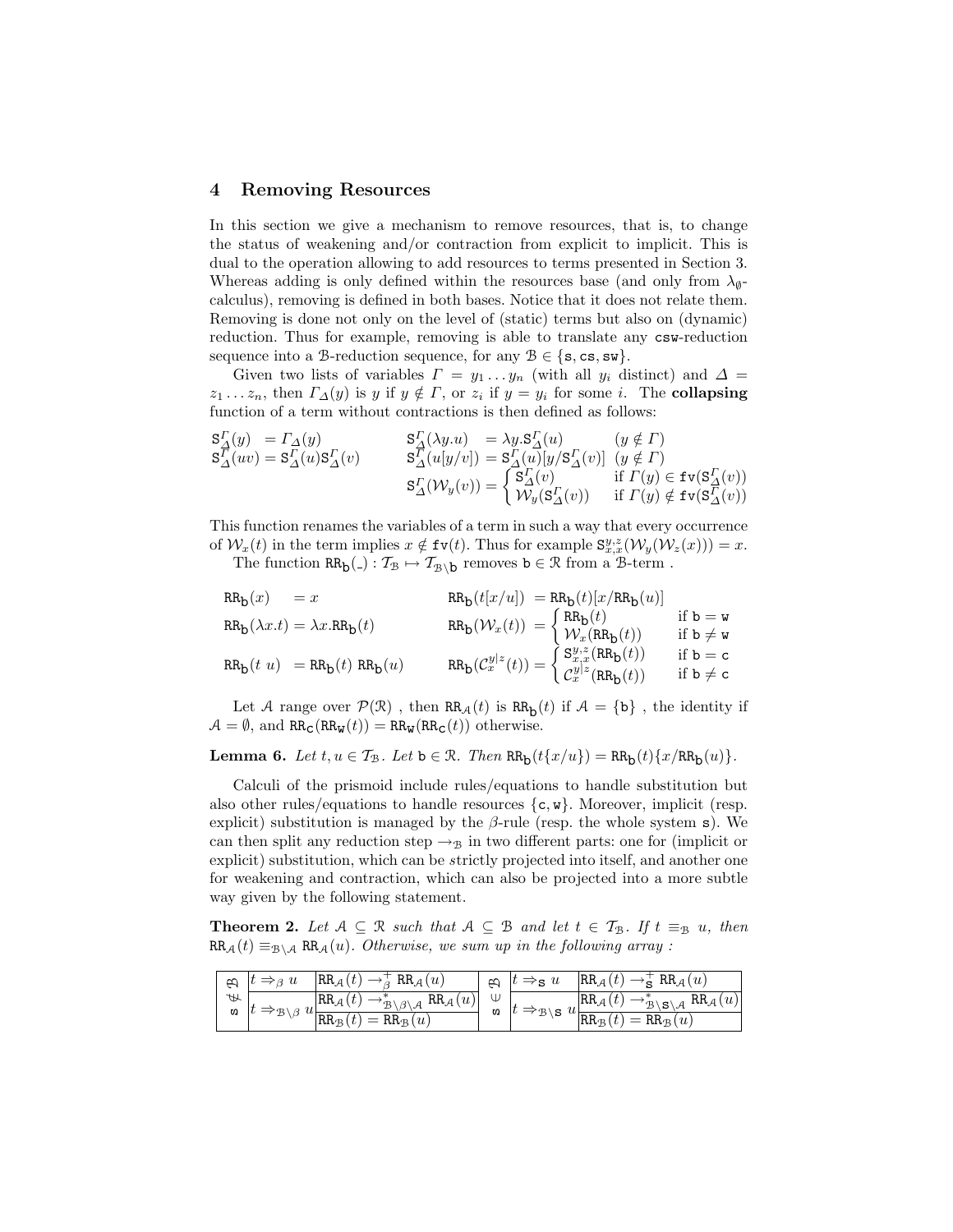## 4 Removing Resources

In this section we give a mechanism to remove resources, that is, to change the status of weakening and/or contraction from explicit to implicit. This is dual to the operation allowing to add resources to terms presented in Section 3. Whereas adding is only defined within the resources base (and only from $\lambda_\emptyset$-calculus), removing is defined in both bases. Notice that it does not relate them. Removing is done not only on the level of (static) terms but also on (dynamic) reduction. Thus for example, removing is able to translate any $\mathtt{csw}$-reduction sequence into a $\mathcal{B}$-reduction sequence, for any $\mathcal{B} \in \{\mathtt{s}, \mathtt{cs}, \mathtt{sw}\}$.

Given two lists of variables $\Gamma = y_1 \ldots y_n$ (with all $y_i$ distinct) and $\Delta = z_1 \ldots z_n$, then $\Gamma_\Delta(y)$ is $y$ if $y \notin \Gamma$, or $z_i$ if $y = y_i$ for some $i$. The **collapsing** function of a term without contractions is then defined as follows:

$$
\begin{array}{llll}
\mathtt{S}^\Gamma_\Delta(y) &= \Gamma_\Delta(y) & \mathtt{S}^\Gamma_\Delta(\lambda y.u) = \lambda y.\mathtt{S}^\Gamma_\Delta(u) & (y \notin \Gamma) \\
\mathtt{S}^\Gamma_\Delta(uv) &= \mathtt{S}^\Gamma_\Delta(u)\mathtt{S}^\Gamma_\Delta(v) & \mathtt{S}^\Gamma_\Delta(u[y/v]) = \mathtt{S}^\Gamma_\Delta(u)[y/\mathtt{S}^\Gamma_\Delta(v)] & (y \notin \Gamma) \\
& & \mathtt{S}^\Gamma_\Delta(\mathcal{W}_y(v)) = \begin{cases} \mathtt{S}^\Gamma_\Delta(v) & \text{if } \Gamma(y) \in \mathtt{fv}(\mathtt{S}^\Gamma_\Delta(v)) \\ \mathcal{W}_y(\mathtt{S}^\Gamma_\Delta(v)) & \text{if } \Gamma(y) \notin \mathtt{fv}(\mathtt{S}^\Gamma_\Delta(v)) \end{cases}
\end{array}
$$

This function renames the variables of a term in such a way that every occurrence of $\mathcal{W}_x(t)$ in the term implies $x \notin \mathtt{fv}(t)$. Thus for example $\mathtt{S}^{y,z}_{x,x}(\mathcal{W}_y(\mathcal{W}_z(x))) = x$.

The function $\mathtt{RR}_\mathtt{b}(\_) : \mathcal{T}_\mathcal{B} \mapsto \mathcal{T}_{\mathcal{B}\setminus\mathtt{b}}$ removes $\mathtt{b} \in \mathcal{R}$ from a $\mathcal{B}$-term .

$$
\begin{array}{llll}
\mathtt{RR}_\mathtt{b}(x) &= x & \mathtt{RR}_\mathtt{b}(t[x/u]) = \mathtt{RR}_\mathtt{b}(t)[x/\mathtt{RR}_\mathtt{b}(u)] & \\
\mathtt{RR}_\mathtt{b}(\lambda x.t) &= \lambda x.\mathtt{RR}_\mathtt{b}(t) & \mathtt{RR}_\mathtt{b}(\mathcal{W}_x(t)) = \begin{cases} \mathtt{RR}_\mathtt{b}(t) & \text{if } \mathtt{b} = \mathtt{w} \\ \mathcal{W}_x(\mathtt{RR}_\mathtt{b}(t)) & \text{if } \mathtt{b} \neq \mathtt{w} \end{cases} \\
\mathtt{RR}_\mathtt{b}(t\ u) &= \mathtt{RR}_\mathtt{b}(t)\ \mathtt{RR}_\mathtt{b}(u) & \mathtt{RR}_\mathtt{b}(\mathcal{C}^{y|z}_x(t)) = \begin{cases} \mathtt{S}^{y,z}_{x,x}(\mathtt{RR}_\mathtt{b}(t)) & \text{if } \mathtt{b} = \mathtt{c} \\ \mathcal{C}^{y|z}_x(\mathtt{RR}_\mathtt{b}(t)) & \text{if } \mathtt{b} \neq \mathtt{c} \end{cases}
\end{array}
$$

Let $\mathcal{A}$ range over $\mathcal{P}(\mathcal{R})$ , then $\mathtt{RR}_\mathcal{A}(t)$ is $\mathtt{RR}_\mathtt{b}(t)$ if $\mathcal{A} = \{\mathtt{b}\}$ , the identity if $\mathcal{A} = \emptyset$, and $\mathtt{RR}_\mathtt{c}(\mathtt{RR}_\mathtt{w}(t)) = \mathtt{RR}_\mathtt{w}(\mathtt{RR}_\mathtt{c}(t))$ otherwise.

**Lemma 6.** *Let $t, u \in \mathcal{T}_\mathcal{B}$. Let $\mathtt{b} \in \mathcal{R}$. Then $\mathtt{RR}_\mathtt{b}(t\{x/u\}) = \mathtt{RR}_\mathtt{b}(t)\{x/\mathtt{RR}_\mathtt{b}(u)\}$.*

Calculi of the prismoid include rules/equations to handle substitution but also other rules/equations to handle resources $\{\mathtt{c}, \mathtt{w}\}$. Moreover, implicit (resp. explicit) substitution is managed by the $\beta$-rule (resp. the whole system $\mathtt{s}$). We can then split any reduction step $\to_\mathcal{B}$ in two different parts: one for (implicit or explicit) substitution, which can be *s*trictly projected into itself, and another one for weakening and contraction, which can also be projected into a more subtle way given by the following statement.

**Theorem 2.** *Let $\mathcal{A} \subseteq \mathcal{R}$ such that $\mathcal{A} \subseteq \mathcal{B}$ and let $t \in \mathcal{T}_\mathcal{B}$. If $t \equiv_\mathcal{B} u$, then $\mathtt{RR}_\mathcal{A}(t) \equiv_{\mathcal{B}\setminus\mathcal{A}} \mathtt{RR}_\mathcal{A}(u)$. Otherwise, we sum up in the following array :*

| | | | | | |
|---|---|---|---|---|---|
| $\mathtt{s} \notin \mathcal{B}$ | $t \Rightarrow_\beta u$ | $\mathtt{RR}_\mathcal{A}(t) \to^+_\beta \mathtt{RR}_\mathcal{A}(u)$ | $\mathtt{s} \in \mathcal{B}$ | $t \Rightarrow_\mathtt{s} u$ | $\mathtt{RR}_\mathcal{A}(t) \to^+_\mathtt{s} \mathtt{RR}_\mathcal{A}(u)$ |
| | $t \Rightarrow_{\mathcal{B}\setminus\beta} u$ | $\mathtt{RR}_\mathcal{A}(t) \to^*_{\mathcal{B}\setminus\beta\setminus\mathcal{A}} \mathtt{RR}_\mathcal{A}(u)$ | | $t \Rightarrow_{\mathcal{B}\setminus\mathtt{s}} u$ | $\mathtt{RR}_\mathcal{A}(t) \to^*_{\mathcal{B}\setminus\mathtt{s}\setminus\mathcal{A}} \mathtt{RR}_\mathcal{A}(u)$ |
| | | $\mathtt{RR}_\mathcal{B}(t) = \mathtt{RR}_\mathcal{B}(u)$ | | | $\mathtt{RR}_\mathcal{B}(t) = \mathtt{RR}_\mathcal{B}(u)$ |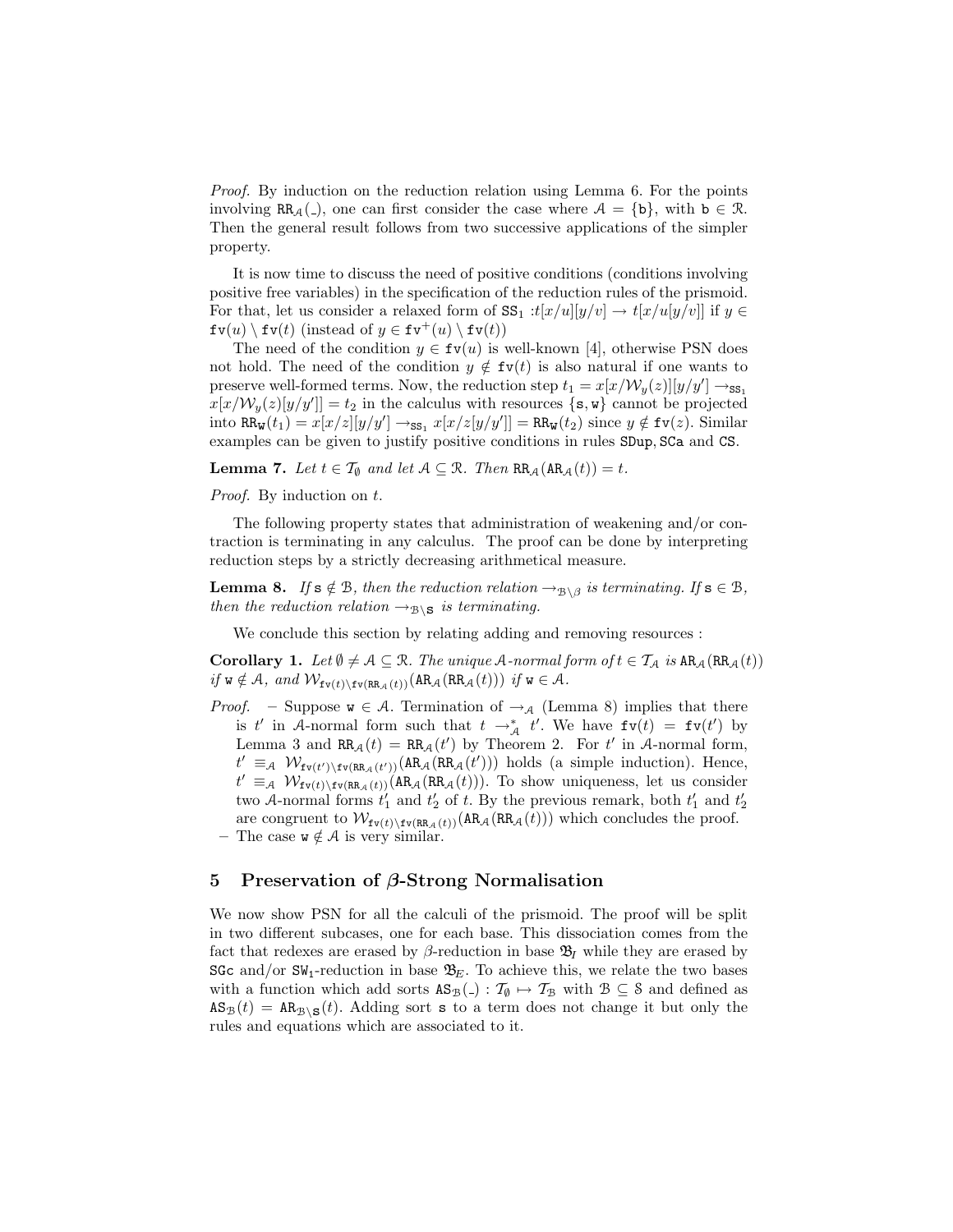*Proof.* By induction on the reduction relation using Lemma 6. For the points involving $\mathtt{RR}_{\mathcal{A}}(\_)$, one can first consider the case where $\mathcal{A} = \{\mathtt{b}\}$, with $\mathtt{b} \in \mathcal{R}$. Then the general result follows from two successive applications of the simpler property.

It is now time to discuss the need of positive conditions (conditions involving positive free variables) in the specification of the reduction rules of the prismoid. For that, let us consider a relaxed form of $\mathtt{SS}_1$ :$t[x/u][y/v] \to t[x/u[y/v]]$ if $y \in \mathtt{fv}(u) \setminus \mathtt{fv}(t)$ (instead of $y \in \mathtt{fv}^+(u) \setminus \mathtt{fv}(t)$)

The need of the condition $y \in \mathtt{fv}(u)$ is well-known [4], otherwise PSN does not hold. The need of the condition $y \notin \mathtt{fv}(t)$ is also natural if one wants to preserve well-formed terms. Now, the reduction step $t_1 = x[x/\mathcal{W}_y(z)][y/y'] \to_{\mathtt{SS}_1} x[x/\mathcal{W}_y(z)[y/y']] = t_2$ in the calculus with resources $\{\mathtt{s}, \mathtt{w}\}$ cannot be projected into $\mathtt{RR}_{\mathtt{W}}(t_1) = x[x/z][y/y'] \to_{\mathtt{SS}_1} x[x/z[y/y']] = \mathtt{RR}_{\mathtt{W}}(t_2)$ since $y \notin \mathtt{fv}(z)$. Similar examples can be given to justify positive conditions in rules $\mathtt{SDup}$, $\mathtt{SCa}$ and $\mathtt{CS}$.

**Lemma 7.** *Let $t \in \mathcal{T}_\emptyset$ and let $\mathcal{A} \subseteq \mathcal{R}$. Then $\mathtt{RR}_{\mathcal{A}}(\mathtt{AR}_{\mathcal{A}}(t)) = t$.*

*Proof.* By induction on $t$.

The following property states that administration of weakening and/or contraction is terminating in any calculus. The proof can be done by interpreting reduction steps by a strictly decreasing arithmetical measure.

**Lemma 8.** *If $\mathtt{s} \notin \mathcal{B}$, then the reduction relation $\to_{\mathcal{B}\setminus\beta}$ is terminating. If $\mathtt{s} \in \mathcal{B}$, then the reduction relation $\to_{\mathcal{B}\setminus\mathtt{s}}$ is terminating.*

We conclude this section by relating adding and removing resources :

**Corollary 1.** *Let $\emptyset \neq \mathcal{A} \subseteq \mathcal{R}$. The unique $\mathcal{A}$-normal form of $t \in \mathcal{T}_{\mathcal{A}}$ is $\mathtt{AR}_{\mathcal{A}}(\mathtt{RR}_{\mathcal{A}}(t))$ if $\mathtt{w} \notin \mathcal{A}$, and $\mathcal{W}_{\mathtt{fv}(t)\setminus\mathtt{fv}(\mathtt{RR}_{\mathcal{A}}(t))}(\mathtt{AR}_{\mathcal{A}}(\mathtt{RR}_{\mathcal{A}}(t)))$ if $\mathtt{w} \in \mathcal{A}$.*

*Proof.*
- Suppose $\mathtt{w} \in \mathcal{A}$. Termination of $\to_{\mathcal{A}}$ (Lemma 8) implies that there is $t'$ in $\mathcal{A}$-normal form such that $t \to^*_{\mathcal{A}} t'$. We have $\mathtt{fv}(t) = \mathtt{fv}(t')$ by Lemma 3 and $\mathtt{RR}_{\mathcal{A}}(t) = \mathtt{RR}_{\mathcal{A}}(t')$ by Theorem 2. For $t'$ in $\mathcal{A}$-normal form, $t' \equiv_{\mathcal{A}} \mathcal{W}_{\mathtt{fv}(t')\setminus\mathtt{fv}(\mathtt{RR}_{\mathcal{A}}(t'))}(\mathtt{AR}_{\mathcal{A}}(\mathtt{RR}_{\mathcal{A}}(t')))$ holds (a simple induction). Hence, $t' \equiv_{\mathcal{A}} \mathcal{W}_{\mathtt{fv}(t)\setminus\mathtt{fv}(\mathtt{RR}_{\mathcal{A}}(t))}(\mathtt{AR}_{\mathcal{A}}(\mathtt{RR}_{\mathcal{A}}(t)))$. To show uniqueness, let us consider two $\mathcal{A}$-normal forms $t'_1$ and $t'_2$ of $t$. By the previous remark, both $t'_1$ and $t'_2$ are congruent to $\mathcal{W}_{\mathtt{fv}(t)\setminus\mathtt{fv}(\mathtt{RR}_{\mathcal{A}}(t))}(\mathtt{AR}_{\mathcal{A}}(\mathtt{RR}_{\mathcal{A}}(t)))$ which concludes the proof.
- The case $\mathtt{w} \notin \mathcal{A}$ is very similar.

## 5 Preservation of $\beta$-Strong Normalisation

We now show PSN for all the calculi of the prismoid. The proof will be split in two different subcases, one for each base. This dissociation comes from the fact that redexes are erased by $\beta$-reduction in base $\mathfrak{B}_I$ while they are erased by $\mathtt{SGc}$ and/or $\mathtt{SW}_1$-reduction in base $\mathfrak{B}_E$. To achieve this, we relate the two bases with a function which add sorts $\mathtt{AS}_{\mathcal{B}}(\_) : \mathcal{T}_\emptyset \mapsto \mathcal{T}_{\mathcal{B}}$ with $\mathcal{B} \subseteq \mathcal{S}$ and defined as $\mathtt{AS}_{\mathcal{B}}(t) = \mathtt{AR}_{\mathcal{B}\setminus\mathtt{S}}(t)$. Adding sort $\mathtt{s}$ to a term does not change it but only the rules and equations which are associated to it.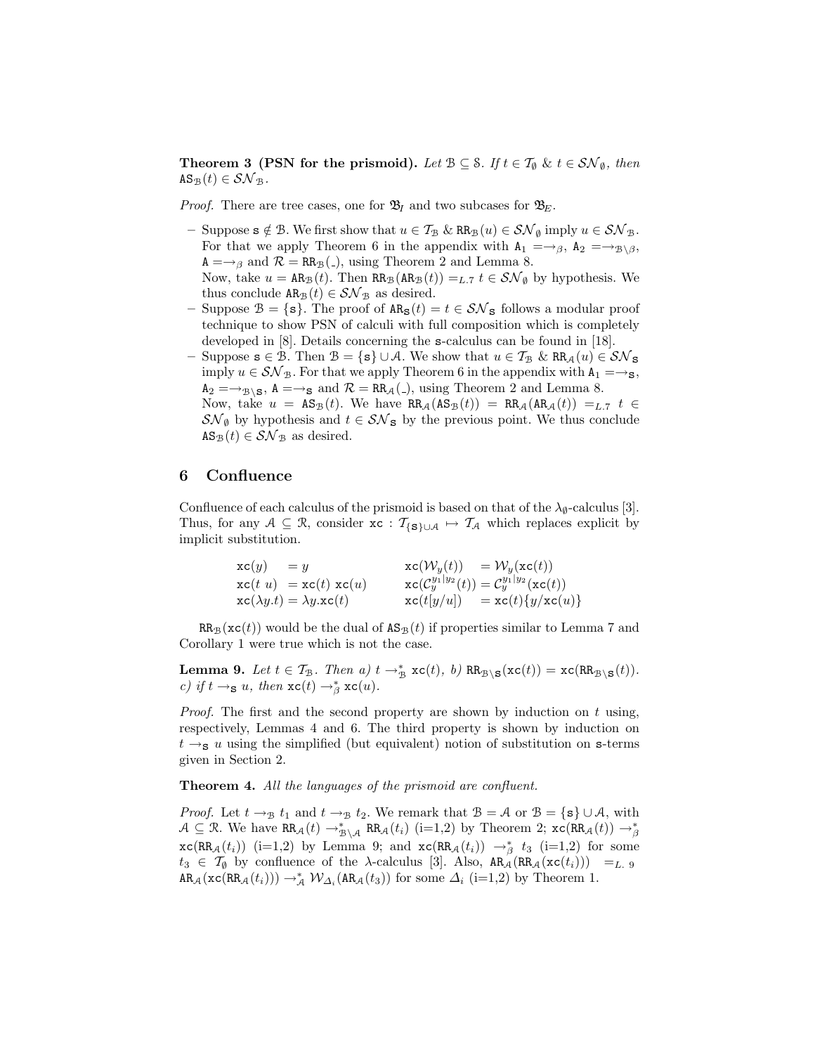**Theorem 3 (PSN for the prismoid).** *Let $\mathcal{B} \subseteq \mathcal{S}$. If $t \in \mathcal{T}_\emptyset$ & $t \in \mathcal{SN}_\emptyset$, then $\mathtt{AS}_\mathcal{B}(t) \in \mathcal{SN}_\mathcal{B}$.*

*Proof.* There are tree cases, one for $\mathfrak{B}_I$ and two subcases for $\mathfrak{B}_E$.

- Suppose $\mathtt{s} \notin \mathcal{B}$. We first show that $u \in \mathcal{T}_\mathcal{B}$ & $\mathtt{RR}_\mathcal{B}(u) \in \mathcal{SN}_\emptyset$ imply $u \in \mathcal{SN}_\mathcal{B}$. For that we apply Theorem 6 in the appendix with $\mathtt{A}_1 = \rightarrow_\beta$, $\mathtt{A}_2 = \rightarrow_{\mathcal{B}\setminus\beta}$, $\mathtt{A} = \rightarrow_\beta$ and $\mathcal{R} = \mathtt{RR}_\mathcal{B}(\_)$, using Theorem 2 and Lemma 8.
  Now, take $u = \mathtt{AR}_\mathcal{B}(t)$. Then $\mathtt{RR}_\mathcal{B}(\mathtt{AR}_\mathcal{B}(t)) =_{L.7} t \in \mathcal{SN}_\emptyset$ by hypothesis. We thus conclude $\mathtt{AR}_\mathcal{B}(t) \in \mathcal{SN}_\mathcal{B}$ as desired.
- Suppose $\mathcal{B} = \{\mathtt{s}\}$. The proof of $\mathtt{AR}_\mathtt{S}(t) = t \in \mathcal{SN}_\mathtt{S}$ follows a modular proof technique to show PSN of calculi with full composition which is completely developed in [8]. Details concerning the $\mathtt{s}$-calculus can be found in [18].
- Suppose $\mathtt{s} \in \mathcal{B}$. Then $\mathcal{B} = \{\mathtt{s}\} \cup \mathcal{A}$. We show that $u \in \mathcal{T}_\mathcal{B}$ & $\mathtt{RR}_\mathcal{A}(u) \in \mathcal{SN}_\mathtt{S}$ imply $u \in \mathcal{SN}_\mathcal{B}$. For that we apply Theorem 6 in the appendix with $\mathtt{A}_1 = \rightarrow_\mathtt{S}$, $\mathtt{A}_2 = \rightarrow_{\mathcal{B}\setminus\mathtt{S}}$, $\mathtt{A} = \rightarrow_\mathtt{S}$ and $\mathcal{R} = \mathtt{RR}_\mathcal{A}(\_)$, using Theorem 2 and Lemma 8.
  Now, take $u = \mathtt{AS}_\mathcal{B}(t)$. We have $\mathtt{RR}_\mathcal{A}(\mathtt{AS}_\mathcal{B}(t)) = \mathtt{RR}_\mathcal{A}(\mathtt{AR}_\mathcal{A}(t)) =_{L.7} t \in \mathcal{SN}_\emptyset$ by hypothesis and $t \in \mathcal{SN}_\mathtt{S}$ by the previous point. We thus conclude $\mathtt{AS}_\mathcal{B}(t) \in \mathcal{SN}_\mathcal{B}$ as desired.

## 6 Confluence

Confluence of each calculus of the prismoid is based on that of the $\lambda_\emptyset$-calculus [3]. Thus, for any $\mathcal{A} \subseteq \mathcal{R}$, consider $\mathtt{xc} : \mathcal{T}_{\{\mathtt{S}\}\cup\mathcal{A}} \mapsto \mathcal{T}_\mathcal{A}$ which replaces explicit by implicit substitution.

$$
\begin{array}{llll}
\mathtt{xc}(y) & = y & \mathtt{xc}(\mathcal{W}_y(t)) & = \mathcal{W}_y(\mathtt{xc}(t)) \\
\mathtt{xc}(t\ u) & = \mathtt{xc}(t)\ \mathtt{xc}(u) & \mathtt{xc}(\mathcal{C}_y^{y_1|y_2}(t)) & = \mathcal{C}_y^{y_1|y_2}(\mathtt{xc}(t)) \\
\mathtt{xc}(\lambda y.t) & = \lambda y.\mathtt{xc}(t) & \mathtt{xc}(t[y/u]) & = \mathtt{xc}(t)\{y/\mathtt{xc}(u)\}
\end{array}
$$

$\mathtt{RR}_\mathcal{B}(\mathtt{xc}(t))$ would be the dual of $\mathtt{AS}_\mathcal{B}(t)$ if properties similar to Lemma 7 and Corollary 1 were true which is not the case.

**Lemma 9.** *Let $t \in \mathcal{T}_\mathcal{B}$. Then a) $t \rightarrow^*_\mathcal{B} \mathtt{xc}(t)$, b) $\mathtt{RR}_{\mathcal{B}\setminus\mathtt{S}}(\mathtt{xc}(t)) = \mathtt{xc}(\mathtt{RR}_{\mathcal{B}\setminus\mathtt{S}}(t))$. c) if $t \rightarrow_\mathtt{S} u$, then $\mathtt{xc}(t) \rightarrow^*_\beta \mathtt{xc}(u)$.*

*Proof.* The first and the second property are shown by induction on $t$ using, respectively, Lemmas 4 and 6. The third property is shown by induction on $t \rightarrow_\mathtt{S} u$ using the simplified (but equivalent) notion of substitution on $\mathtt{s}$-terms given in Section 2.

**Theorem 4.** *All the languages of the prismoid are confluent.*

*Proof.* Let $t \rightarrow_\mathcal{B} t_1$ and $t \rightarrow_\mathcal{B} t_2$. We remark that $\mathcal{B} = \mathcal{A}$ or $\mathcal{B} = \{\mathtt{s}\} \cup \mathcal{A}$, with $\mathcal{A} \subseteq \mathcal{R}$. We have $\mathtt{RR}_\mathcal{A}(t) \rightarrow^*_{\mathcal{B}\setminus\mathcal{A}} \mathtt{RR}_\mathcal{A}(t_i)$ (i=1,2) by Theorem 2; $\mathtt{xc}(\mathtt{RR}_\mathcal{A}(t)) \rightarrow^*_\beta \mathtt{xc}(\mathtt{RR}_\mathcal{A}(t_i))$ (i=1,2) by Lemma 9; and $\mathtt{xc}(\mathtt{RR}_\mathcal{A}(t_i)) \rightarrow^*_\beta t_3$ (i=1,2) for some $t_3 \in \mathcal{T}_\emptyset$ by confluence of the $\lambda$-calculus [3]. Also, $\mathtt{AR}_\mathcal{A}(\mathtt{RR}_\mathcal{A}(\mathtt{xc}(t_i))) =_{L.\ 9} \mathtt{AR}_\mathcal{A}(\mathtt{xc}(\mathtt{RR}_\mathcal{A}(t_i))) \rightarrow^*_\mathcal{A} \mathcal{W}_{\Delta_i}(\mathtt{AR}_\mathcal{A}(t_3))$ for some $\Delta_i$ (i=1,2) by Theorem 1.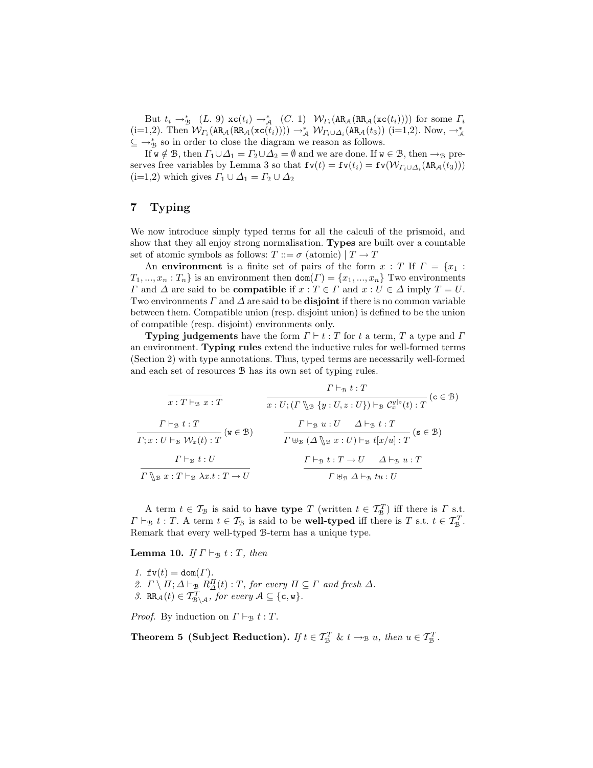But $t_i \to^*_{\mathcal{B}}$ $(L.\ 9)$ $\mathtt{xc}(t_i) \to^*_{\mathcal{A}}$ $(C.\ 1)$ $\mathcal{W}_{\Gamma_i}(\mathtt{AR}_{\mathcal{A}}(\mathtt{RR}_{\mathcal{A}}(\mathtt{xc}(t_i))))$ for some $\Gamma_i$ (i=1,2). Then $\mathcal{W}_{\Gamma_i}(\mathtt{AR}_{\mathcal{A}}(\mathtt{RR}_{\mathcal{A}}(\mathtt{xc}(t_i)))) \to^*_{\mathcal{A}} \mathcal{W}_{\Gamma_i \cup \Delta_i}(\mathtt{AR}_{\mathcal{A}}(t_3))$ (i=1,2). Now, $\to^*_{\mathcal{A}} \subseteq \to^*_{\mathcal{B}}$ so in order to close the diagram we reason as follows.

If $\mathtt{w} \notin \mathcal{B}$, then $\Gamma_1 \cup \Delta_1 = \Gamma_2 \cup \Delta_2 = \emptyset$ and we are done. If $\mathtt{w} \in \mathcal{B}$, then $\to_{\mathcal{B}}$ preserves free variables by Lemma 3 so that $\mathtt{fv}(t) = \mathtt{fv}(t_i) = \mathtt{fv}(\mathcal{W}_{\Gamma_i \cup \Delta_i}(\mathtt{AR}_{\mathcal{A}}(t_3)))$ (i=1,2) which gives $\Gamma_1 \cup \Delta_1 = \Gamma_2 \cup \Delta_2$

## 7 Typing

We now introduce simply typed terms for all the calculi of the prismoid, and show that they all enjoy strong normalisation. **Types** are built over a countable set of atomic symbols as follows: $T ::= \sigma$ (atomic) $\mid T \to T$

An **environment** is a finite set of pairs of the form $x : T$ If $\Gamma = \{x_1 : T_1, ..., x_n : T_n\}$ is an environment then $\mathtt{dom}(\Gamma) = \{x_1, ..., x_n\}$ Two environments $\Gamma$ and $\Delta$ are said to be **compatible** if $x : T \in \Gamma$ and $x : U \in \Delta$ imply $T = U$. Two environments $\Gamma$ and $\Delta$ are said to be **disjoint** if there is no common variable between them. Compatible union (resp. disjoint union) is defined to be the union of compatible (resp. disjoint) environments only.

**Typing judgements** have the form $\Gamma \vdash t : T$ for $t$ a term, $T$ a type and $\Gamma$ an environment. **Typing rules** extend the inductive rules for well-formed terms (Section 2) with type annotations. Thus, typed terms are necessarily well-formed and each set of resources $\mathcal{B}$ has its own set of typing rules.

$$\frac{}{x : T \vdash_{\mathcal{B}} x : T} \qquad \frac{\Gamma \vdash_{\mathcal{B}} t : T}{x : U; (\Gamma \Cap_{\mathcal{B}} \{y : U, z : U\}) \vdash_{\mathcal{B}} \mathcal{C}^{y|z}_x(t) : T}\ (\mathtt{c} \in \mathcal{B})$$

$$\frac{\Gamma \vdash_{\mathcal{B}} t : T}{\Gamma; x : U \vdash_{\mathcal{B}} \mathcal{W}_x(t) : T}\ (\mathtt{w} \in \mathcal{B}) \qquad \frac{\Gamma \vdash_{\mathcal{B}} u : U \quad \Delta \vdash_{\mathcal{B}} t : T}{\Gamma \uplus_{\mathcal{B}} (\Delta \Cap_{\mathcal{B}} x : U) \vdash_{\mathcal{B}} t[x/u] : T}\ (\mathtt{s} \in \mathcal{B})$$

$$\frac{\Gamma \vdash_{\mathcal{B}} t : U}{\Gamma \Cap_{\mathcal{B}} x : T \vdash_{\mathcal{B}} \lambda x.t : T \to U} \qquad \frac{\Gamma \vdash_{\mathcal{B}} t : T \to U \quad \Delta \vdash_{\mathcal{B}} u : T}{\Gamma \uplus_{\mathcal{B}} \Delta \vdash_{\mathcal{B}} tu : U}$$

A term $t \in \mathcal{T}_{\mathcal{B}}$ is said to **have type** $T$ (written $t \in \mathcal{T}^T_{\mathcal{B}}$) iff there is $\Gamma$ s.t. $\Gamma \vdash_{\mathcal{B}} t : T$. A term $t \in \mathcal{T}_{\mathcal{B}}$ is said to be **well-typed** iff there is $T$ s.t. $t \in \mathcal{T}^T_{\mathcal{B}}$. Remark that every well-typed $\mathcal{B}$-term has a unique type.

**Lemma 10.** *If $\Gamma \vdash_{\mathcal{B}} t : T$, then*

1. $\mathtt{fv}(t) = \mathtt{dom}(\Gamma)$.
2. $\Gamma \setminus \Pi; \Delta \vdash_{\mathcal{B}} R^{\Pi}_{\Delta}(t) : T$, *for every $\Pi \subseteq \Gamma$ and fresh $\Delta$.*
3. $\mathtt{RR}_{\mathcal{A}}(t) \in \mathcal{T}^T_{\mathcal{B} \setminus \mathcal{A}}$, *for every $\mathcal{A} \subseteq \{\mathtt{c}, \mathtt{w}\}$.*

*Proof.* By induction on $\Gamma \vdash_{\mathcal{B}} t : T$.

**Theorem 5 (Subject Reduction).** *If $t \in \mathcal{T}^T_{\mathcal{B}}$ & $t \to_{\mathcal{B}} u$, then $u \in \mathcal{T}^T_{\mathcal{B}}$.*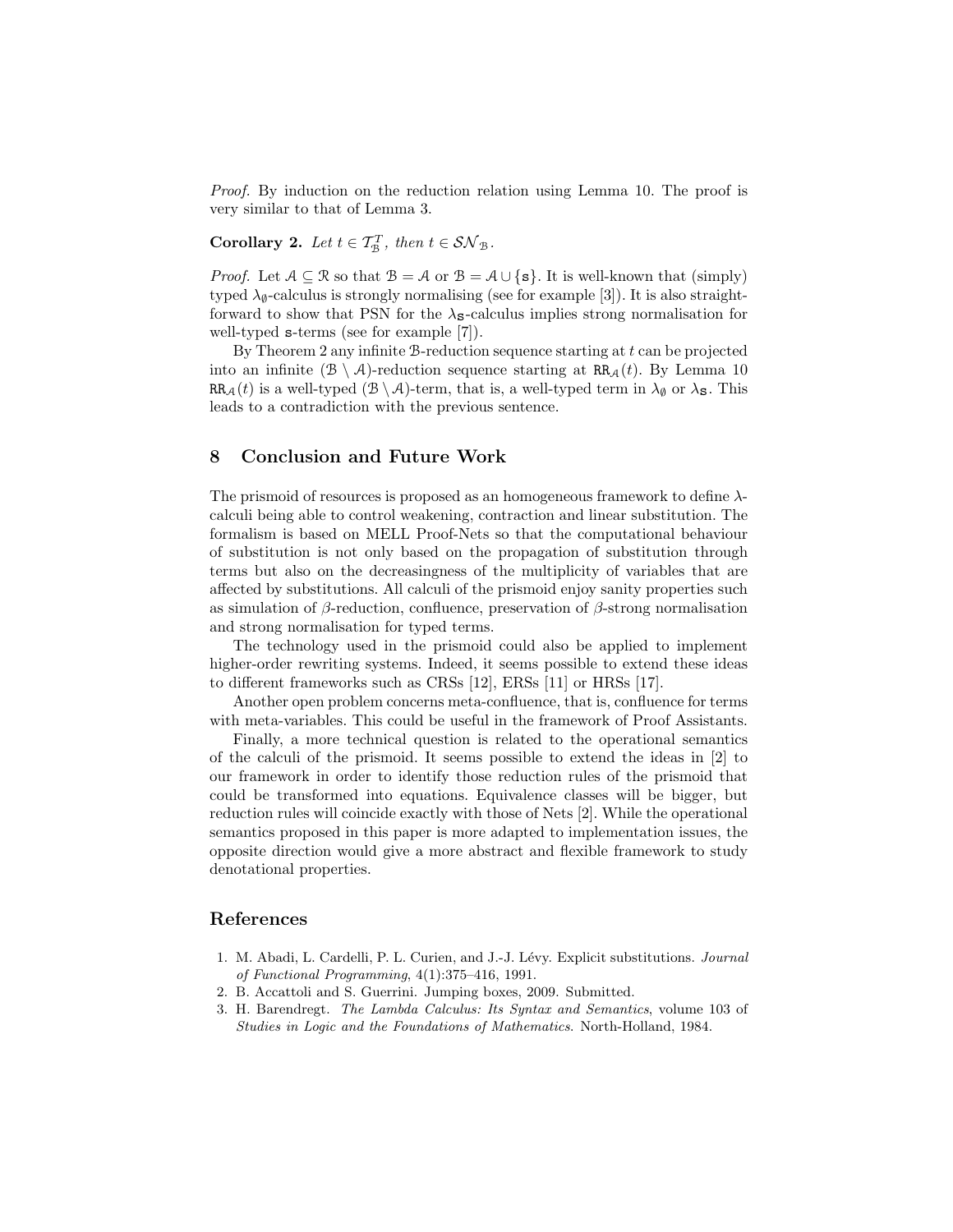*Proof.* By induction on the reduction relation using Lemma 10. The proof is very similar to that of Lemma 3.

**Corollary 2.** *Let $t \in \mathcal{T}_{\mathcal{B}}^{T}$, then $t \in \mathcal{SN}_{\mathcal{B}}$.*

*Proof.* Let $\mathcal{A} \subseteq \mathcal{R}$ so that $\mathcal{B} = \mathcal{A}$ or $\mathcal{B} = \mathcal{A} \cup \{\mathtt{s}\}$. It is well-known that (simply) typed $\lambda_{\emptyset}$-calculus is strongly normalising (see for example [3]). It is also straightforward to show that PSN for the $\lambda_{\mathtt{s}}$-calculus implies strong normalisation for well-typed $\mathtt{s}$-terms (see for example [7]).

By Theorem 2 any infinite $\mathcal{B}$-reduction sequence starting at $t$ can be projected into an infinite $(\mathcal{B} \setminus \mathcal{A})$-reduction sequence starting at $\mathtt{RR}_{\mathcal{A}}(t)$. By Lemma 10 $\mathtt{RR}_{\mathcal{A}}(t)$ is a well-typed $(\mathcal{B} \setminus \mathcal{A})$-term, that is, a well-typed term in $\lambda_{\emptyset}$ or $\lambda_{\mathtt{s}}$. This leads to a contradiction with the previous sentence.

## 8 Conclusion and Future Work

The prismoid of resources is proposed as an homogeneous framework to define $\lambda$-calculi being able to control weakening, contraction and linear substitution. The formalism is based on MELL Proof-Nets so that the computational behaviour of substitution is not only based on the propagation of substitution through terms but also on the decreasingness of the multiplicity of variables that are affected by substitutions. All calculi of the prismoid enjoy sanity properties such as simulation of $\beta$-reduction, confluence, preservation of $\beta$-strong normalisation and strong normalisation for typed terms.

The technology used in the prismoid could also be applied to implement higher-order rewriting systems. Indeed, it seems possible to extend these ideas to different frameworks such as CRSs [12], ERSs [11] or HRSs [17].

Another open problem concerns meta-confluence, that is, confluence for terms with meta-variables. This could be useful in the framework of Proof Assistants.

Finally, a more technical question is related to the operational semantics of the calculi of the prismoid. It seems possible to extend the ideas in [2] to our framework in order to identify those reduction rules of the prismoid that could be transformed into equations. Equivalence classes will be bigger, but reduction rules will coincide exactly with those of Nets [2]. While the operational semantics proposed in this paper is more adapted to implementation issues, the opposite direction would give a more abstract and flexible framework to study denotational properties.

## References

1. M. Abadi, L. Cardelli, P. L. Curien, and J.-J. Lévy. Explicit substitutions. *Journal of Functional Programming*, 4(1):375–416, 1991.
2. B. Accattoli and S. Guerrini. Jumping boxes, 2009. Submitted.
3. H. Barendregt. *The Lambda Calculus: Its Syntax and Semantics*, volume 103 of *Studies in Logic and the Foundations of Mathematics*. North-Holland, 1984.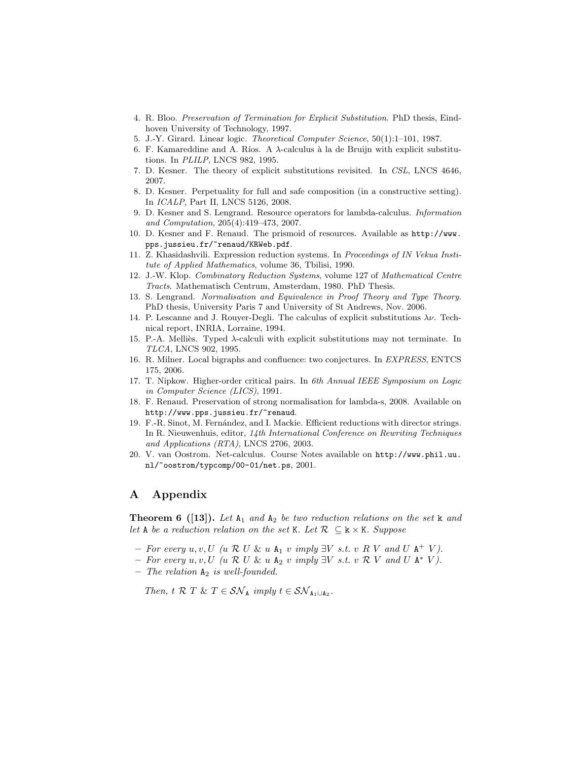4. R. Bloo. *Preservation of Termination for Explicit Substitution*. PhD thesis, Eindhoven University of Technology, 1997.
5. J.-Y. Girard. Linear logic. *Theoretical Computer Science*, 50(1):1–101, 1987.
6. F. Kamareddine and A. Ríos. A $\lambda$-calculus à la de Bruijn with explicit substitutions. In *PLILP*, LNCS 982, 1995.
7. D. Kesner. The theory of explicit substitutions revisited. In *CSL*, LNCS 4646, 2007.
8. D. Kesner. Perpetuality for full and safe composition (in a constructive setting). In *ICALP*, Part II, LNCS 5126, 2008.
9. D. Kesner and S. Lengrand. Resource operators for lambda-calculus. *Information and Computation*, 205(4):419–473, 2007.
10. D. Kesner and F. Renaud. The prismoid of resources. Available as `http://www.pps.jussieu.fr/~renaud/KRWeb.pdf`.
11. Z. Khasidashvili. Expression reduction systems. In *Proceedings of IN Vekua Institute of Applied Mathematics*, volume 36, Tbilisi, 1990.
12. J.-W. Klop. *Combinatory Reduction Systems*, volume 127 of *Mathematical Centre Tracts*. Mathematisch Centrum, Amsterdam, 1980. PhD Thesis.
13. S. Lengrand. *Normalisation and Equivalence in Proof Theory and Type Theory*. PhD thesis, University Paris 7 and University of St Andrews, Nov. 2006.
14. P. Lescanne and J. Rouyer-Degli. The calculus of explicit substitutions $\lambda\nu$. Technical report, INRIA, Lorraine, 1994.
15. P.-A. Melliès. Typed $\lambda$-calculi with explicit substitutions may not terminate. In *TLCA*, LNCS 902, 1995.
16. R. Milner. Local bigraphs and confluence: two conjectures. In *EXPRESS*, ENTCS 175, 2006.
17. T. Nipkow. Higher-order critical pairs. In *6th Annual IEEE Symposium on Logic in Computer Science (LICS)*, 1991.
18. F. Renaud. Preservation of strong normalisation for lambda-s, 2008. Available on `http://www.pps.jussieu.fr/~renaud`.
19. F.-R. Sinot, M. Fernández, and I. Mackie. Efficient reductions with director strings. In R. Nieuwenhuis, editor, *14th International Conference on Rewriting Techniques and Applications (RTA)*, LNCS 2706, 2003.
20. V. van Oostrom. Net-calculus. Course Notes available on `http://www.phil.uu.nl/~oostrom/typcomp/00-01/net.ps`, 2001.

# A Appendix

**Theorem 6 ([13]).** *Let* $\mathtt{A}_1$ *and* $\mathtt{A}_2$ *be two reduction relations on the set* $\mathtt{k}$ *and let* $\mathtt{A}$ *be a reduction relation on the set* $\mathtt{K}$*. Let* $\mathcal{R} \subseteq \mathtt{k} \times \mathtt{K}$*. Suppose*

- *For every* $u, v, U$ *(*$u\ \mathcal{R}\ U$ *&* $u\ \mathtt{A}_1\ v$ *imply* $\exists V$ *s.t.* $v\ R\ V$ *and* $U\ \mathtt{A}^+\ V$*).*
- *For every* $u, v, U$ *(*$u\ \mathcal{R}\ U$ *&* $u\ \mathtt{A}_2\ v$ *imply* $\exists V$ *s.t.* $v\ \mathcal{R}\ V$ *and* $U\ \mathtt{A}^*\ V$*).*
- *The relation* $\mathtt{A}_2$ *is well-founded.*

*Then,* $t\ \mathcal{R}\ T$ *&* $T \in \mathcal{SN}_{\mathtt{A}}$ *imply* $t \in \mathcal{SN}_{\mathtt{A}_1 \cup \mathtt{A}_2}$*.*